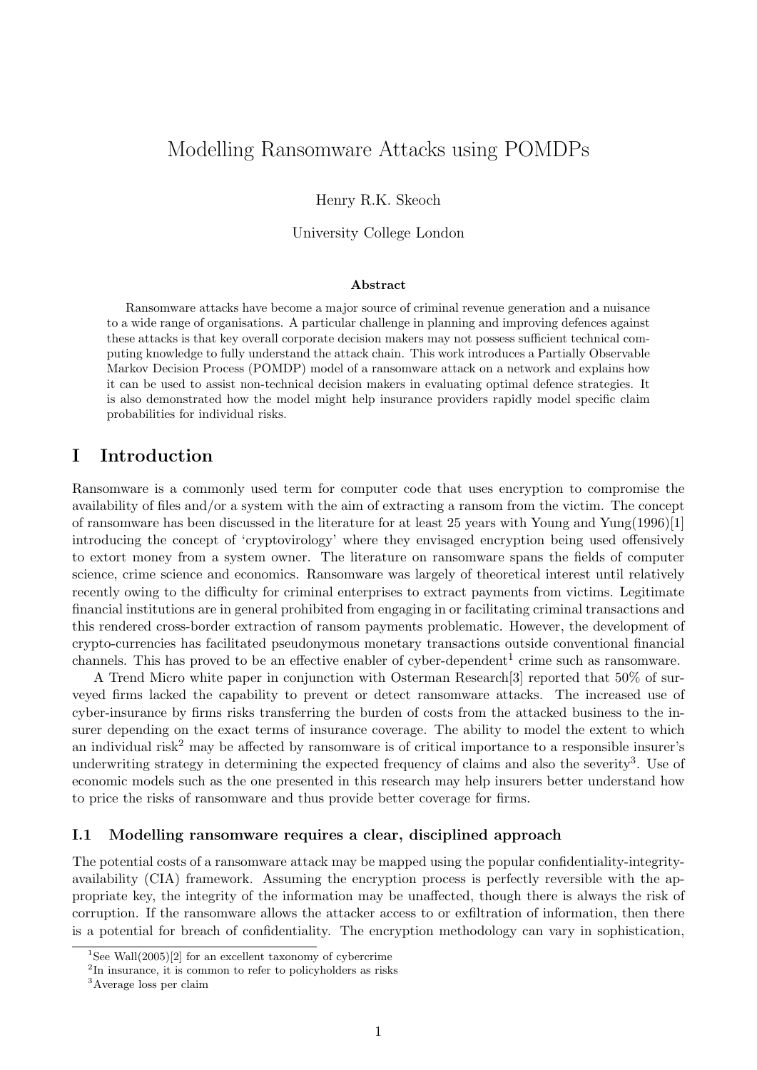# Modelling Ransomware Attacks using POMDPs

Henry R.K. Skeoch

University College London

### Abstract

Ransomware attacks have become a major source of criminal revenue generation and a nuisance to a wide range of organisations. A particular challenge in planning and improving defences against these attacks is that key overall corporate decision makers may not possess sufficient technical computing knowledge to fully understand the attack chain. This work introduces a Partially Observable Markov Decision Process (POMDP) model of a ransomware attack on a network and explains how it can be used to assist non-technical decision makers in evaluating optimal defence strategies. It is also demonstrated how the model might help insurance providers rapidly model specific claim probabilities for individual risks.

## I Introduction

Ransomware is a commonly used term for computer code that uses encryption to compromise the availability of files and/or a system with the aim of extracting a ransom from the victim. The concept of ransomware has been discussed in the literature for at least 25 years with Young and Yung(1996)[1] introducing the concept of 'cryptovirology' where they envisaged encryption being used offensively to extort money from a system owner. The literature on ransomware spans the fields of computer science, crime science and economics. Ransomware was largely of theoretical interest until relatively recently owing to the difficulty for criminal enterprises to extract payments from victims. Legitimate financial institutions are in general prohibited from engaging in or facilitating criminal transactions and this rendered cross-border extraction of ransom payments problematic. However, the development of crypto-currencies has facilitated pseudonymous monetary transactions outside conventional financial channels. This has proved to be an effective enabler of cyber-dependent[1] crime such as ransomware.

A Trend Micro white paper in conjunction with Osterman Research[3] reported that 50% of surveyed firms lacked the capability to prevent or detect ransomware attacks. The increased use of cyber-insurance by firms risks transferring the burden of costs from the attacked business to the insurer depending on the exact terms of insurance coverage. The ability to model the extent to which an individual risk[2] may be affected by ransomware is of critical importance to a responsible insurer's underwriting strategy in determining the expected frequency of claims and also the severity[3]. Use of economic models such as the one presented in this research may help insurers better understand how to price the risks of ransomware and thus provide better coverage for firms.

### I.1 Modelling ransomware requires a clear, disciplined approach

The potential costs of a ransomware attack may be mapped using the popular confidentiality-integrity-availability (CIA) framework. Assuming the encryption process is perfectly reversible with the appropriate key, the integrity of the information may be unaffected, though there is always the risk of corruption. If the ransomware allows the attacker access to or exfiltration of information, then there is a potential for breach of confidentiality. The encryption methodology can vary in sophistication,

[1] See Wall(2005)[2] for an excellent taxonomy of cybercrime

[2] In insurance, it is common to refer to policyholders as risks

[3] Average loss per claim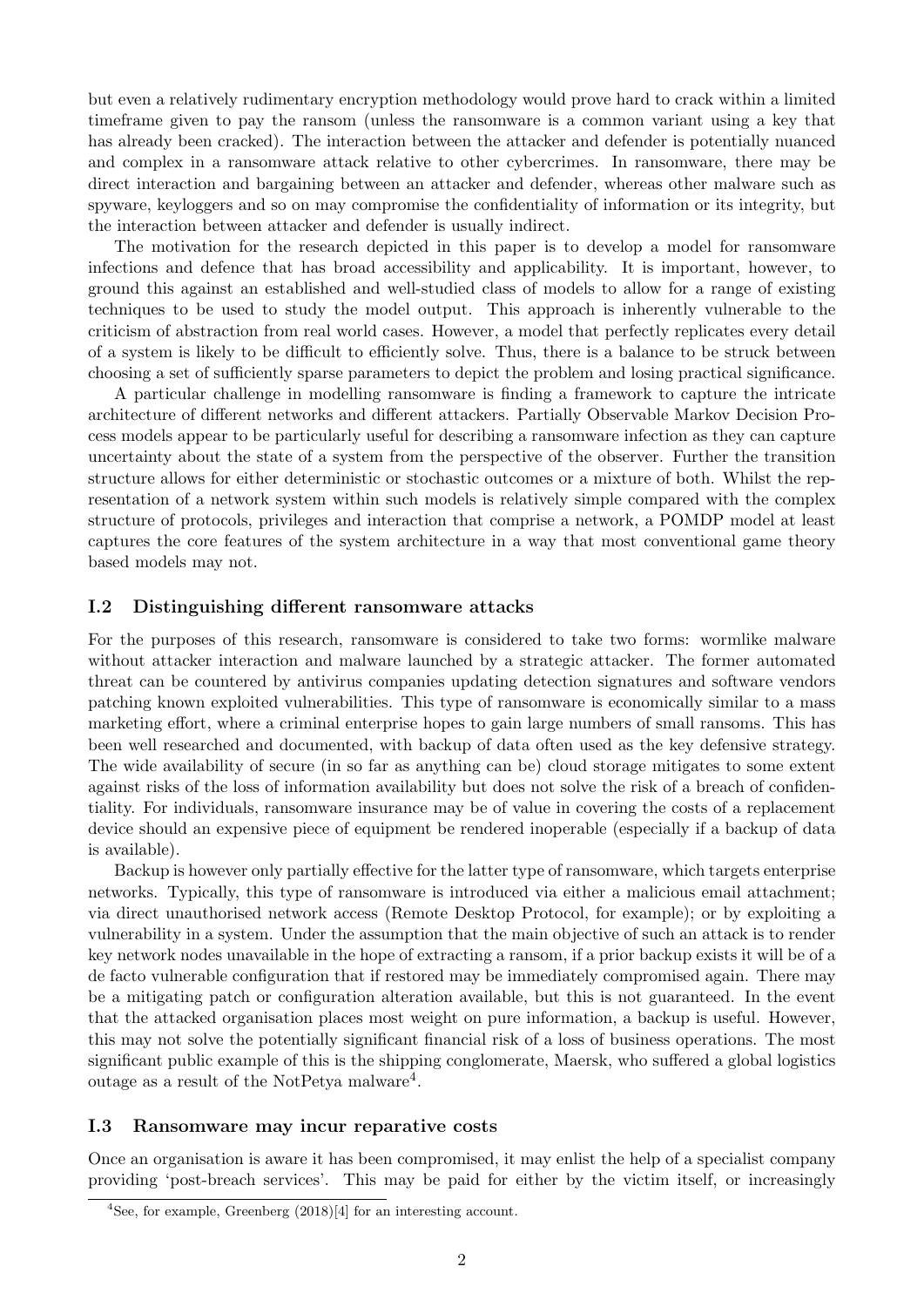but even a relatively rudimentary encryption methodology would prove hard to crack within a limited timeframe given to pay the ransom (unless the ransomware is a common variant using a key that has already been cracked). The interaction between the attacker and defender is potentially nuanced and complex in a ransomware attack relative to other cybercrimes. In ransomware, there may be direct interaction and bargaining between an attacker and defender, whereas other malware such as spyware, keyloggers and so on may compromise the confidentiality of information or its integrity, but the interaction between attacker and defender is usually indirect.

The motivation for the research depicted in this paper is to develop a model for ransomware infections and defence that has broad accessibility and applicability. It is important, however, to ground this against an established and well-studied class of models to allow for a range of existing techniques to be used to study the model output. This approach is inherently vulnerable to the criticism of abstraction from real world cases. However, a model that perfectly replicates every detail of a system is likely to be difficult to efficiently solve. Thus, there is a balance to be struck between choosing a set of sufficiently sparse parameters to depict the problem and losing practical significance.

A particular challenge in modelling ransomware is finding a framework to capture the intricate architecture of different networks and different attackers. Partially Observable Markov Decision Process models appear to be particularly useful for describing a ransomware infection as they can capture uncertainty about the state of a system from the perspective of the observer. Further the transition structure allows for either deterministic or stochastic outcomes or a mixture of both. Whilst the representation of a network system within such models is relatively simple compared with the complex structure of protocols, privileges and interaction that comprise a network, a POMDP model at least captures the core features of the system architecture in a way that most conventional game theory based models may not.

### I.2 Distinguishing different ransomware attacks

For the purposes of this research, ransomware is considered to take two forms: wormlike malware without attacker interaction and malware launched by a strategic attacker. The former automated threat can be countered by antivirus companies updating detection signatures and software vendors patching known exploited vulnerabilities. This type of ransomware is economically similar to a mass marketing effort, where a criminal enterprise hopes to gain large numbers of small ransoms. This has been well researched and documented, with backup of data often used as the key defensive strategy. The wide availability of secure (in so far as anything can be) cloud storage mitigates to some extent against risks of the loss of information availability but does not solve the risk of a breach of confidentiality. For individuals, ransomware insurance may be of value in covering the costs of a replacement device should an expensive piece of equipment be rendered inoperable (especially if a backup of data is available).

Backup is however only partially effective for the latter type of ransomware, which targets enterprise networks. Typically, this type of ransomware is introduced via either a malicious email attachment; via direct unauthorised network access (Remote Desktop Protocol, for example); or by exploiting a vulnerability in a system. Under the assumption that the main objective of such an attack is to render key network nodes unavailable in the hope of extracting a ransom, if a prior backup exists it will be of a de facto vulnerable configuration that if restored may be immediately compromised again. There may be a mitigating patch or configuration alteration available, but this is not guaranteed. In the event that the attacked organisation places most weight on pure information, a backup is useful. However, this may not solve the potentially significant financial risk of a loss of business operations. The most significant public example of this is the shipping conglomerate, Maersk, who suffered a global logistics outage as a result of the NotPetya malware[4].

### I.3 Ransomware may incur reparative costs

Once an organisation is aware it has been compromised, it may enlist the help of a specialist company providing 'post-breach services'. This may be paid for either by the victim itself, or increasingly

[4]See, for example, Greenberg (2018)[4] for an interesting account.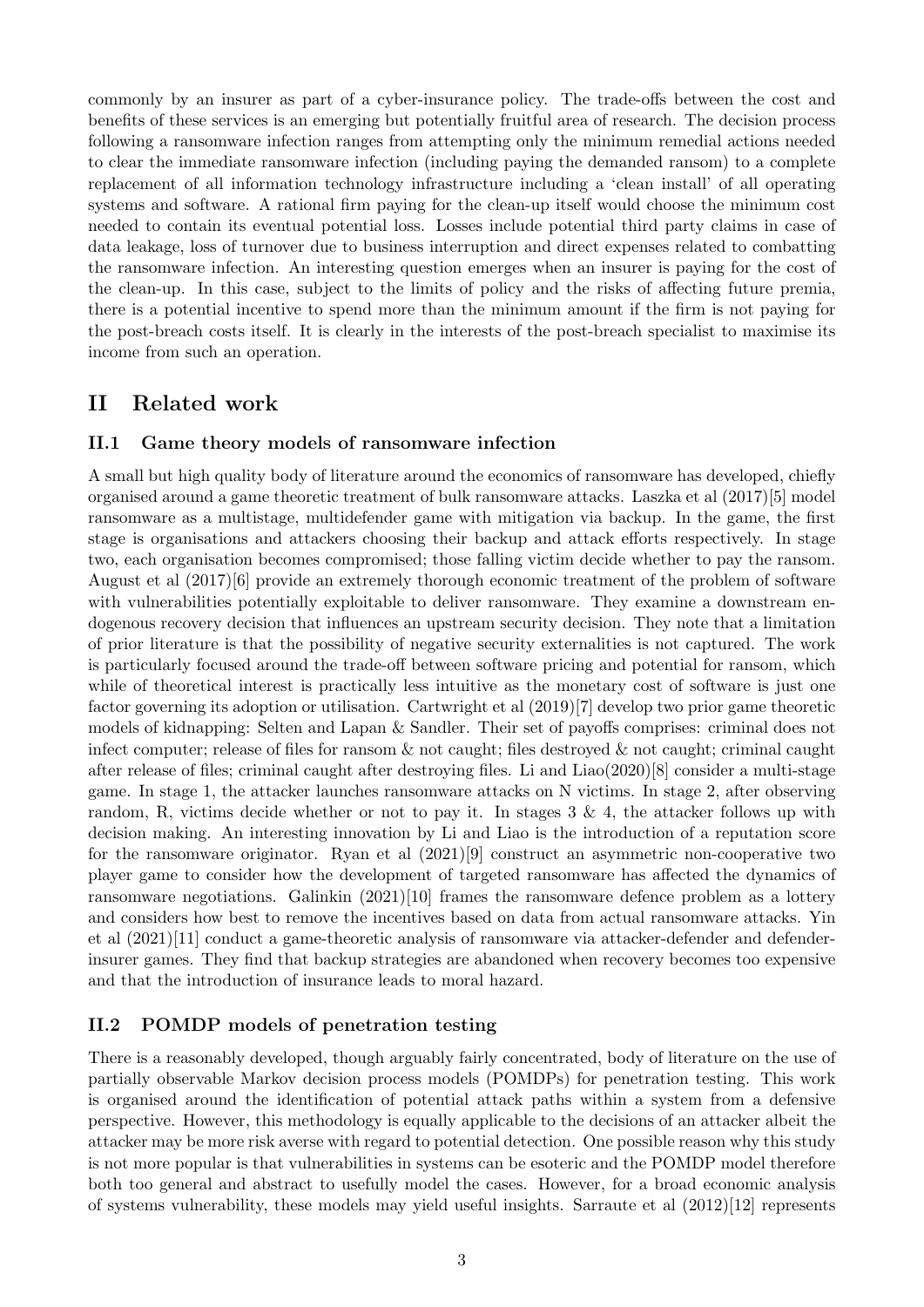commonly by an insurer as part of a cyber-insurance policy. The trade-offs between the cost and benefits of these services is an emerging but potentially fruitful area of research. The decision process following a ransomware infection ranges from attempting only the minimum remedial actions needed to clear the immediate ransomware infection (including paying the demanded ransom) to a complete replacement of all information technology infrastructure including a 'clean install' of all operating systems and software. A rational firm paying for the clean-up itself would choose the minimum cost needed to contain its eventual potential loss. Losses include potential third party claims in case of data leakage, loss of turnover due to business interruption and direct expenses related to combatting the ransomware infection. An interesting question emerges when an insurer is paying for the cost of the clean-up. In this case, subject to the limits of policy and the risks of affecting future premia, there is a potential incentive to spend more than the minimum amount if the firm is not paying for the post-breach costs itself. It is clearly in the interests of the post-breach specialist to maximise its income from such an operation.

## II Related work

### II.1 Game theory models of ransomware infection

A small but high quality body of literature around the economics of ransomware has developed, chiefly organised around a game theoretic treatment of bulk ransomware attacks. Laszka et al (2017)[5] model ransomware as a multistage, multidefender game with mitigation via backup. In the game, the first stage is organisations and attackers choosing their backup and attack efforts respectively. In stage two, each organisation becomes compromised; those falling victim decide whether to pay the ransom. August et al (2017)[6] provide an extremely thorough economic treatment of the problem of software with vulnerabilities potentially exploitable to deliver ransomware. They examine a downstream endogenous recovery decision that influences an upstream security decision. They note that a limitation of prior literature is that the possibility of negative security externalities is not captured. The work is particularly focused around the trade-off between software pricing and potential for ransom, which while of theoretical interest is practically less intuitive as the monetary cost of software is just one factor governing its adoption or utilisation. Cartwright et al (2019)[7] develop two prior game theoretic models of kidnapping: Selten and Lapan & Sandler. Their set of payoffs comprises: criminal does not infect computer; release of files for ransom & not caught; files destroyed & not caught; criminal caught after release of files; criminal caught after destroying files. Li and Liao(2020)[8] consider a multi-stage game. In stage 1, the attacker launches ransomware attacks on N victims. In stage 2, after observing random, R, victims decide whether or not to pay it. In stages 3 & 4, the attacker follows up with decision making. An interesting innovation by Li and Liao is the introduction of a reputation score for the ransomware originator. Ryan et al (2021)[9] construct an asymmetric non-cooperative two player game to consider how the development of targeted ransomware has affected the dynamics of ransomware negotiations. Galinkin (2021)[10] frames the ransomware defence problem as a lottery and considers how best to remove the incentives based on data from actual ransomware attacks. Yin et al (2021)[11] conduct a game-theoretic analysis of ransomware via attacker-defender and defender-insurer games. They find that backup strategies are abandoned when recovery becomes too expensive and that the introduction of insurance leads to moral hazard.

### II.2 POMDP models of penetration testing

There is a reasonably developed, though arguably fairly concentrated, body of literature on the use of partially observable Markov decision process models (POMDPs) for penetration testing. This work is organised around the identification of potential attack paths within a system from a defensive perspective. However, this methodology is equally applicable to the decisions of an attacker albeit the attacker may be more risk averse with regard to potential detection. One possible reason why this study is not more popular is that vulnerabilities in systems can be esoteric and the POMDP model therefore both too general and abstract to usefully model the cases. However, for a broad economic analysis of systems vulnerability, these models may yield useful insights. Sarraute et al (2012)[12] represents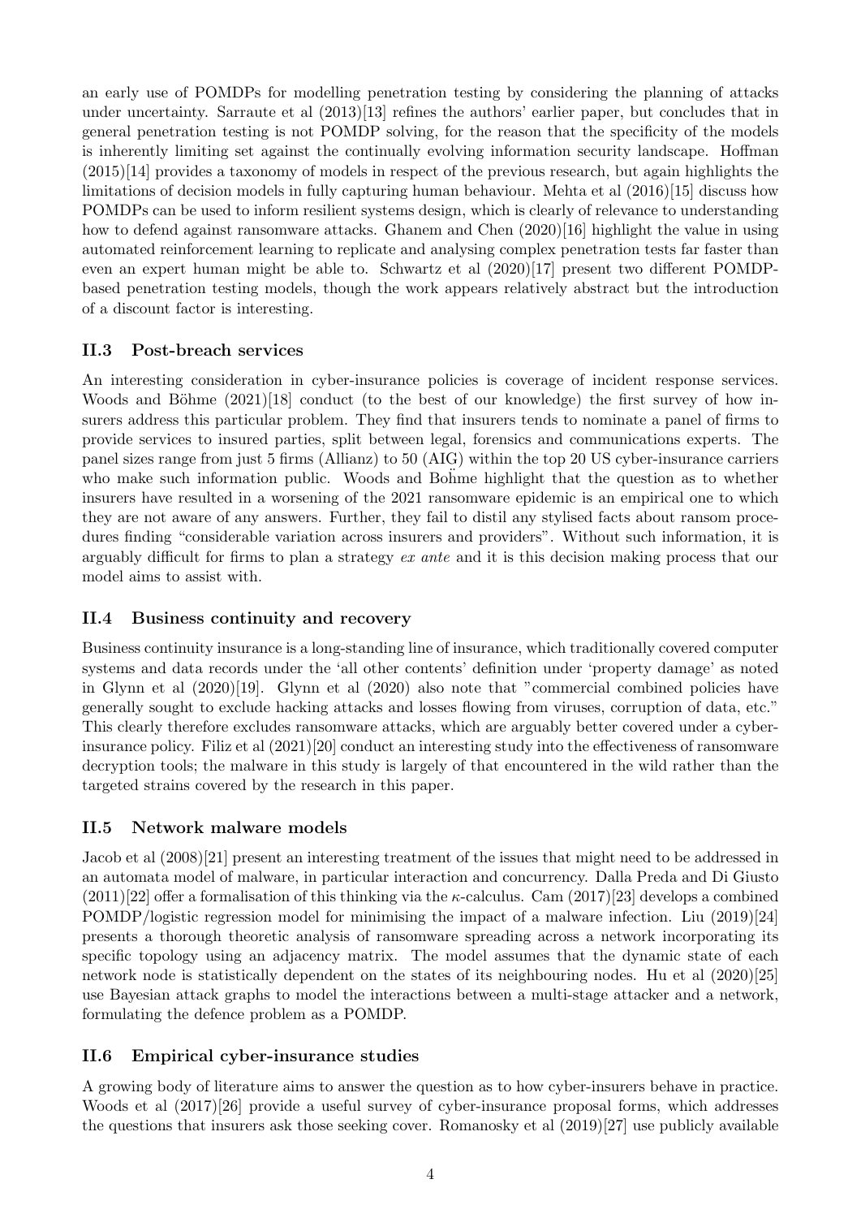an early use of POMDPs for modelling penetration testing by considering the planning of attacks under uncertainty. Sarraute et al (2013)[13] refines the authors' earlier paper, but concludes that in general penetration testing is not POMDP solving, for the reason that the specificity of the models is inherently limiting set against the continually evolving information security landscape. Hoffman (2015)[14] provides a taxonomy of models in respect of the previous research, but again highlights the limitations of decision models in fully capturing human behaviour. Mehta et al (2016)[15] discuss how POMDPs can be used to inform resilient systems design, which is clearly of relevance to understanding how to defend against ransomware attacks. Ghanem and Chen (2020)[16] highlight the value in using automated reinforcement learning to replicate and analysing complex penetration tests far faster than even an expert human might be able to. Schwartz et al (2020)[17] present two different POMDP-based penetration testing models, though the work appears relatively abstract but the introduction of a discount factor is interesting.

## II.3 Post-breach services

An interesting consideration in cyber-insurance policies is coverage of incident response services. Woods and Böhme (2021)[18] conduct (to the best of our knowledge) the first survey of how insurers address this particular problem. They find that insurers tends to nominate a panel of firms to provide services to insured parties, split between legal, forensics and communications experts. The panel sizes range from just 5 firms (Allianz) to 50 (AIG) within the top 20 US cyber-insurance carriers who make such information public. Woods and Bohme highlight that the question as to whether insurers have resulted in a worsening of the 2021 ransomware epidemic is an empirical one to which they are not aware of any answers. Further, they fail to distil any stylised facts about ransom procedures finding "considerable variation across insurers and providers". Without such information, it is arguably difficult for firms to plan a strategy *ex ante* and it is this decision making process that our model aims to assist with.

## II.4 Business continuity and recovery

Business continuity insurance is a long-standing line of insurance, which traditionally covered computer systems and data records under the 'all other contents' definition under 'property damage' as noted in Glynn et al (2020)[19]. Glynn et al (2020) also note that "commercial combined policies have generally sought to exclude hacking attacks and losses flowing from viruses, corruption of data, etc." This clearly therefore excludes ransomware attacks, which are arguably better covered under a cyber-insurance policy. Filiz et al (2021)[20] conduct an interesting study into the effectiveness of ransomware decryption tools; the malware in this study is largely of that encountered in the wild rather than the targeted strains covered by the research in this paper.

## II.5 Network malware models

Jacob et al (2008)[21] present an interesting treatment of the issues that might need to be addressed in an automata model of malware, in particular interaction and concurrency. Dalla Preda and Di Giusto (2011)[22] offer a formalisation of this thinking via the $\kappa$-calculus. Cam (2017)[23] develops a combined POMDP/logistic regression model for minimising the impact of a malware infection. Liu (2019)[24] presents a thorough theoretic analysis of ransomware spreading across a network incorporating its specific topology using an adjacency matrix. The model assumes that the dynamic state of each network node is statistically dependent on the states of its neighbouring nodes. Hu et al (2020)[25] use Bayesian attack graphs to model the interactions between a multi-stage attacker and a network, formulating the defence problem as a POMDP.

## II.6 Empirical cyber-insurance studies

A growing body of literature aims to answer the question as to how cyber-insurers behave in practice. Woods et al (2017)[26] provide a useful survey of cyber-insurance proposal forms, which addresses the questions that insurers ask those seeking cover. Romanosky et al (2019)[27] use publicly available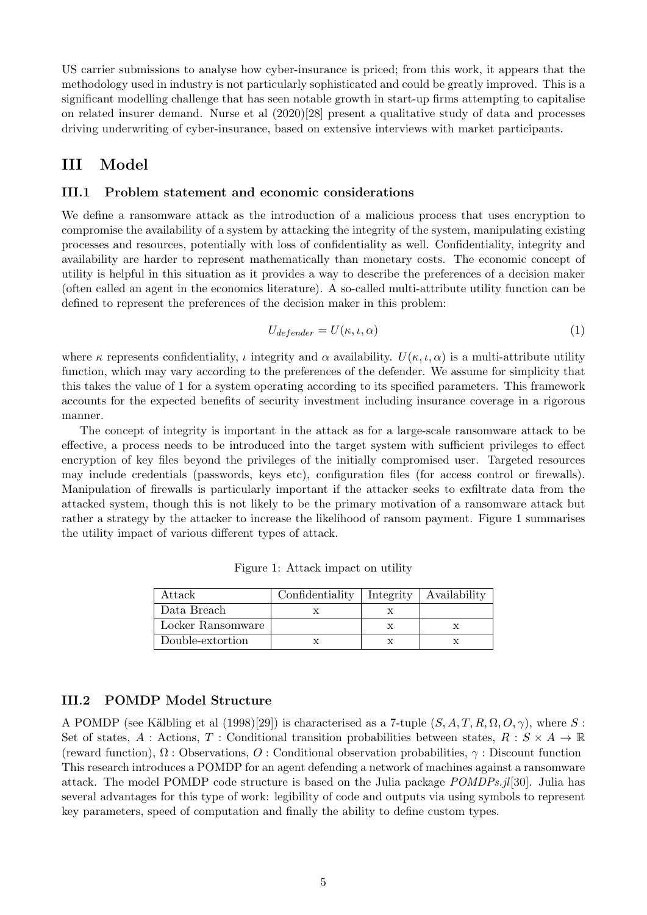US carrier submissions to analyse how cyber-insurance is priced; from this work, it appears that the methodology used in industry is not particularly sophisticated and could be greatly improved. This is a significant modelling challenge that has seen notable growth in start-up firms attempting to capitalise on related insurer demand. Nurse et al (2020)[28] present a qualitative study of data and processes driving underwriting of cyber-insurance, based on extensive interviews with market participants.

## III Model

### III.1 Problem statement and economic considerations

We define a ransomware attack as the introduction of a malicious process that uses encryption to compromise the availability of a system by attacking the integrity of the system, manipulating existing processes and resources, potentially with loss of confidentiality as well. Confidentiality, integrity and availability are harder to represent mathematically than monetary costs. The economic concept of utility is helpful in this situation as it provides a way to describe the preferences of a decision maker (often called an agent in the economics literature). A so-called multi-attribute utility function can be defined to represent the preferences of the decision maker in this problem:

$$U_{defender} = U(\kappa, \iota, \alpha) \tag{1}$$

where $\kappa$ represents confidentiality, $\iota$ integrity and $\alpha$ availability. $U(\kappa, \iota, \alpha)$ is a multi-attribute utility function, which may vary according to the preferences of the defender. We assume for simplicity that this takes the value of 1 for a system operating according to its specified parameters. This framework accounts for the expected benefits of security investment including insurance coverage in a rigorous manner.

The concept of integrity is important in the attack as for a large-scale ransomware attack to be effective, a process needs to be introduced into the target system with sufficient privileges to effect encryption of key files beyond the privileges of the initially compromised user. Targeted resources may include credentials (passwords, keys etc), configuration files (for access control or firewalls). Manipulation of firewalls is particularly important if the attacker seeks to exfiltrate data from the attacked system, though this is not likely to be the primary motivation of a ransomware attack but rather a strategy by the attacker to increase the likelihood of ransom payment. Figure 1 summarises the utility impact of various different types of attack.

Figure 1: Attack impact on utility

| Attack | Confidentiality | Integrity | Availability |
|---|---|---|---|
| Data Breach | x | x | |
| Locker Ransomware | | x | x |
| Double-extortion | x | x | x |

### III.2 POMDP Model Structure

A POMDP (see Kälbling et al (1998)[29]) is characterised as a 7-tuple $(S, A, T, R, \Omega, O, \gamma)$, where $S$ : Set of states, $A$ : Actions, $T$ : Conditional transition probabilities between states, $R : S \times A \to \mathbb{R}$ (reward function), $\Omega$ : Observations, $O$ : Conditional observation probabilities, $\gamma$ : Discount function This research introduces a POMDP for an agent defending a network of machines against a ransomware attack. The model POMDP code structure is based on the Julia package *POMDPs.jl*[30]. Julia has several advantages for this type of work: legibility of code and outputs via using symbols to represent key parameters, speed of computation and finally the ability to define custom types.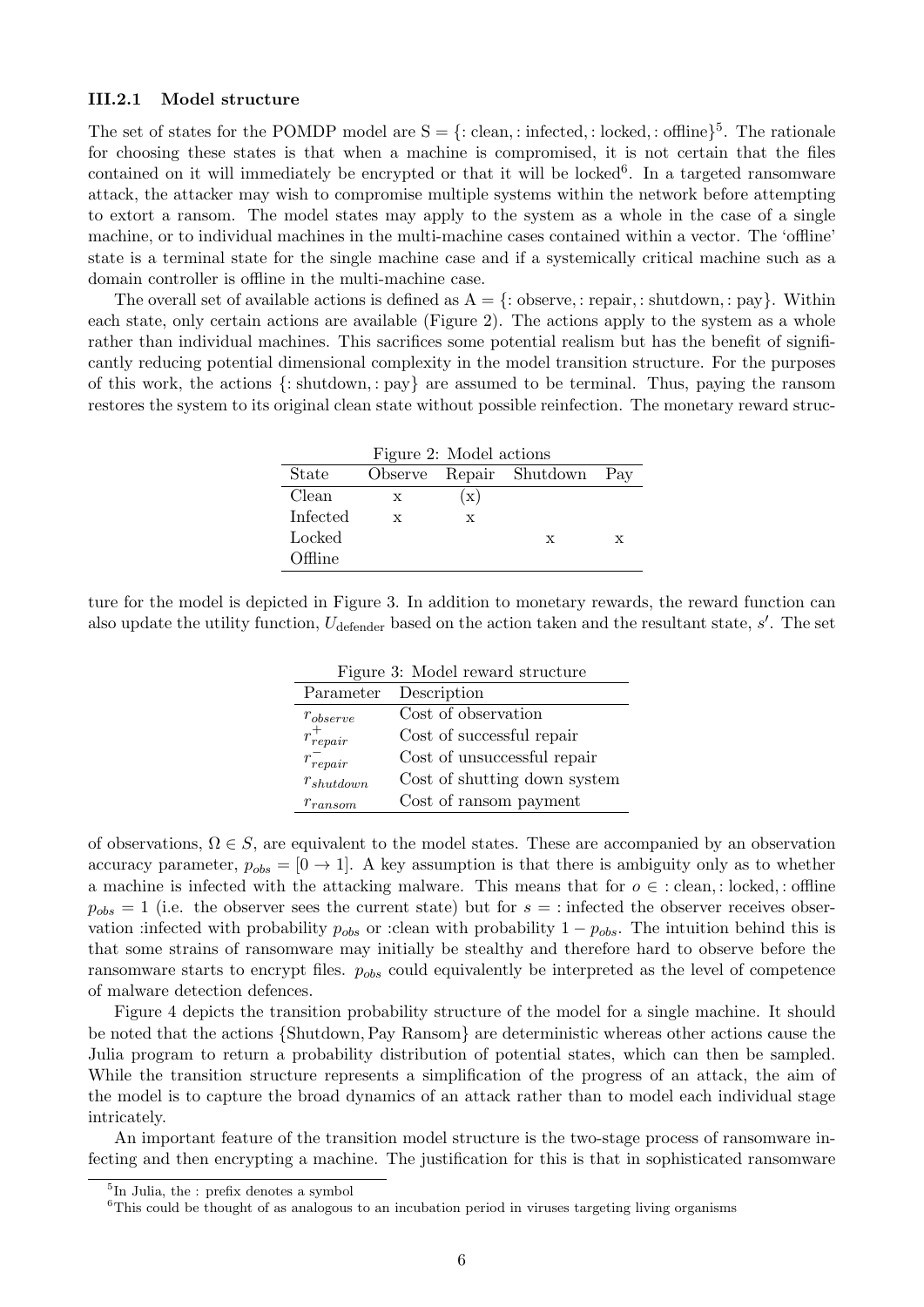#### III.2.1 Model structure

The set of states for the POMDP model are $S = \{:\text{clean}, :\text{infected}, :\text{locked}, :\text{offline}\}$[5]. The rationale for choosing these states is that when a machine is compromised, it is not certain that the files contained on it will immediately be encrypted or that it will be locked[6]. In a targeted ransomware attack, the attacker may wish to compromise multiple systems within the network before attempting to extort a ransom. The model states may apply to the system as a whole in the case of a single machine, or to individual machines in the multi-machine cases contained within a vector. The 'offline' state is a terminal state for the single machine case and if a systemically critical machine such as a domain controller is offline in the multi-machine case.

The overall set of available actions is defined as $A = \{:\text{observe}, :\text{repair}, :\text{shutdown}, :\text{pay}\}$. Within each state, only certain actions are available (Figure 2). The actions apply to the system as a whole rather than individual machines. This sacrifices some potential realism but has the benefit of significantly reducing potential dimensional complexity in the model transition structure. For the purposes of this work, the actions $\{:\text{shutdown}, :\text{pay}\}$ are assumed to be terminal. Thus, paying the ransom restores the system to its original clean state without possible reinfection. The monetary reward structure for the model is depicted in Figure 3. In addition to monetary rewards, the reward function can also update the utility function, $U_{\text{defender}}$ based on the action taken and the resultant state, $s'$. The set of observations, $\Omega \in S$, are equivalent to the model states. These are accompanied by an observation accuracy parameter, $p_{obs} = [0 \rightarrow 1]$. A key assumption is that there is ambiguity only as to whether a machine is infected with the attacking malware. This means that for $o \in :\text{clean}, :\text{locked}, :\text{offline}$ $p_{obs} = 1$ (i.e. the observer sees the current state) but for $s = :\text{infected}$ the observer receives observation :infected with probability $p_{obs}$ or :clean with probability $1 - p_{obs}$. The intuition behind this is that some strains of ransomware may initially be stealthy and therefore hard to observe before the ransomware starts to encrypt files. $p_{obs}$ could equivalently be interpreted as the level of competence of malware detection defences.

Figure 2: Model actions

| State | Observe | Repair | Shutdown | Pay |
|---|---|---|---|---|
| Clean | x | (x) | | |
| Infected | x | x | | |
| Locked | | | x | x |
| Offline | | | | |

Figure 3: Model reward structure

| Parameter | Description |
|---|---|
| $r_{observe}$ | Cost of observation |
| $r^{+}_{repair}$ | Cost of successful repair |
| $r^{-}_{repair}$ | Cost of unsuccessful repair |
| $r_{shutdown}$ | Cost of shutting down system |
| $r_{ransom}$ | Cost of ransom payment |

Figure 4 depicts the transition probability structure of the model for a single machine. It should be noted that the actions {Shutdown, Pay Ransom} are deterministic whereas other actions cause the Julia program to return a probability distribution of potential states, which can then be sampled. While the transition structure represents a simplification of the progress of an attack, the aim of the model is to capture the broad dynamics of an attack rather than to model each individual stage intricately.

An important feature of the transition model structure is the two-stage process of ransomware infecting and then encrypting a machine. The justification for this is that in sophisticated ransomware

[5] In Julia, the : prefix denotes a symbol

[6] This could be thought of as analogous to an incubation period in viruses targeting living organisms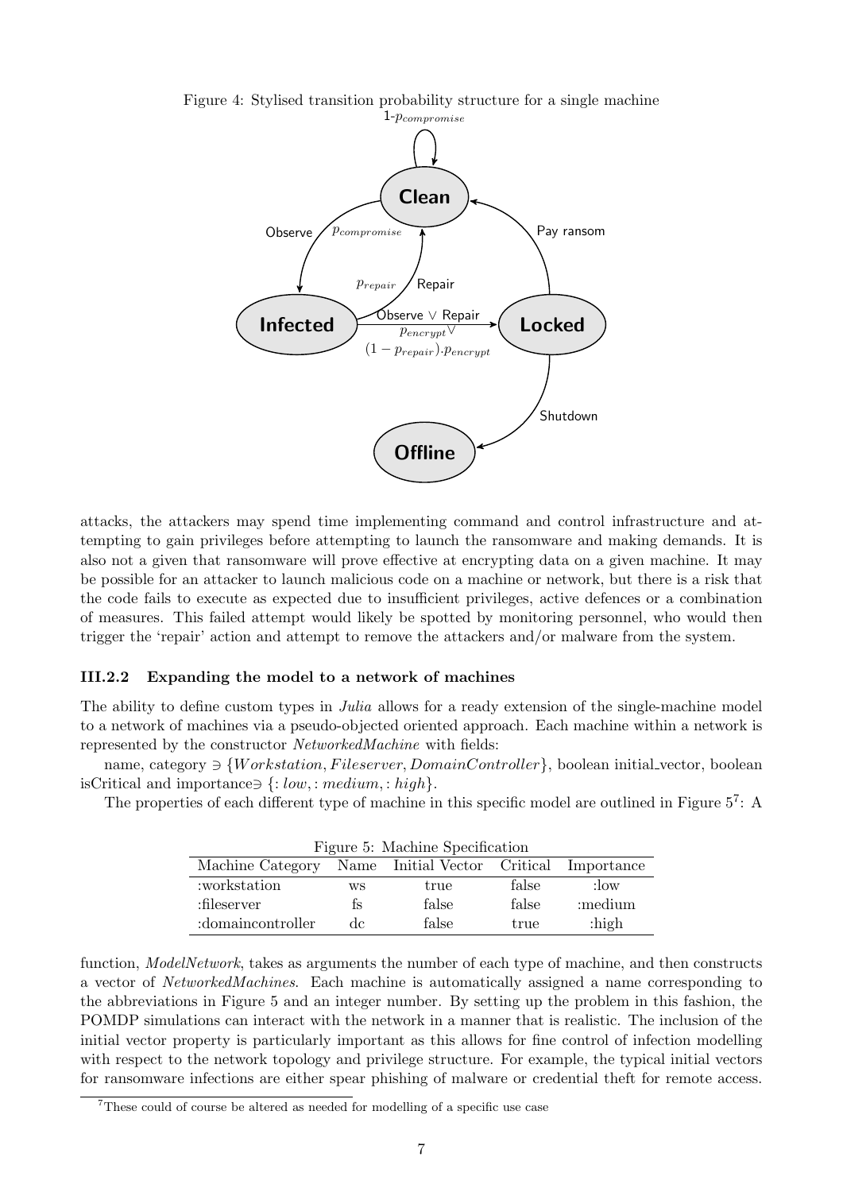Figure 4: Stylised transition probability structure for a single machine

attacks, the attackers may spend time implementing command and control infrastructure and attempting to gain privileges before attempting to launch the ransomware and making demands. It is also not a given that ransomware will prove effective at encrypting data on a given machine. It may be possible for an attacker to launch malicious code on a machine or network, but there is a risk that the code fails to execute as expected due to insufficient privileges, active defences or a combination of measures. This failed attempt would likely be spotted by monitoring personnel, who would then trigger the 'repair' action and attempt to remove the attackers and/or malware from the system.

### III.2.2 Expanding the model to a network of machines

The ability to define custom types in *Julia* allows for a ready extension of the single-machine model to a network of machines via a pseudo-objected oriented approach. Each machine within a network is represented by the constructor *NetworkedMachine* with fields:

name, category $\ni \{Workstation, Fileserver, DomainController\}$, boolean initial_vector, boolean isCritical and importance$\ni \{:low, :medium, :high\}$.

The properties of each different type of machine in this specific model are outlined in Figure 5[7]: A function, *ModelNetwork*, takes as arguments the number of each type of machine, and then constructs a vector of *NetworkedMachines*. Each machine is automatically assigned a name corresponding to the abbreviations in Figure 5 and an integer number. By setting up the problem in this fashion, the POMDP simulations can interact with the network in a manner that is realistic. The inclusion of the initial vector property is particularly important as this allows for fine control of infection modelling with respect to the network topology and privilege structure. For example, the typical initial vectors for ransomware infections are either spear phishing of malware or credential theft for remote access.

Figure 5: Machine Specification

| Machine Category | Name | Initial Vector | Critical | Importance |
|---|---|---|---|---|
| :workstation | ws | true | false | :low |
| :fileserver | fs | false | false | :medium |
| :domaincontroller | dc | false | true | :high |

[7] These could of course be altered as needed for modelling of a specific use case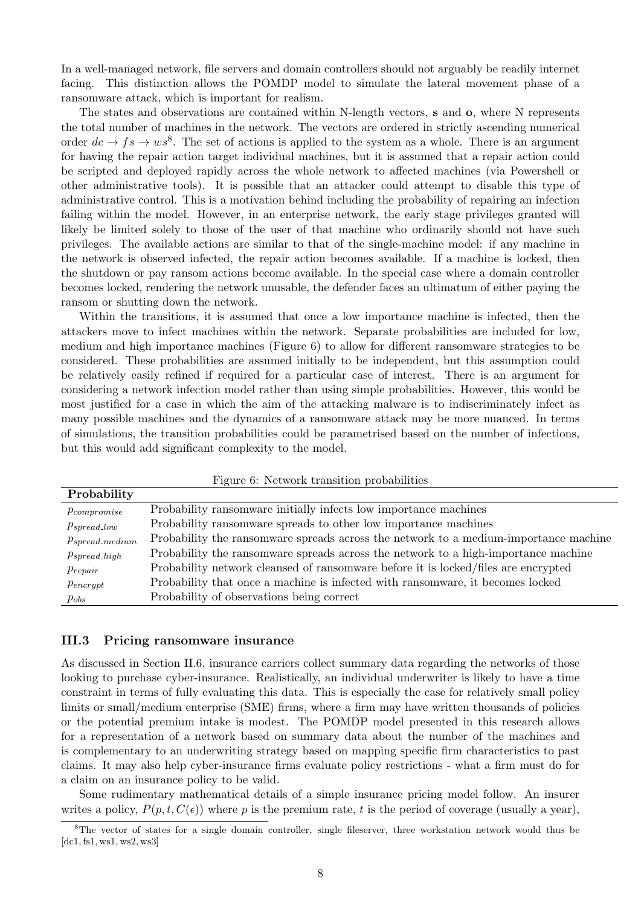In a well-managed network, file servers and domain controllers should not arguably be readily internet facing. This distinction allows the POMDP model to simulate the lateral movement phase of a ransomware attack, which is important for realism.

The states and observations are contained within N-length vectors, **s** and **o**, where N represents the total number of machines in the network. The vectors are ordered in strictly ascending numerical order $dc \rightarrow fs \rightarrow ws$[8]. The set of actions is applied to the system as a whole. There is an argument for having the repair action target individual machines, but it is assumed that a repair action could be scripted and deployed rapidly across the whole network to affected machines (via Powershell or other administrative tools). It is possible that an attacker could attempt to disable this type of administrative control. This is a motivation behind including the probability of repairing an infection failing within the model. However, in an enterprise network, the early stage privileges granted will likely be limited solely to those of the user of that machine who ordinarily should not have such privileges. The available actions are similar to that of the single-machine model: if any machine in the network is observed infected, the repair action becomes available. If a machine is locked, then the shutdown or pay ransom actions become available. In the special case where a domain controller becomes locked, rendering the network unusable, the defender faces an ultimatum of either paying the ransom or shutting down the network.

Within the transitions, it is assumed that once a low importance machine is infected, then the attackers move to infect machines within the network. Separate probabilities are included for low, medium and high importance machines (Figure 6) to allow for different ransomware strategies to be considered. These probabilities are assumed initially to be independent, but this assumption could be relatively easily refined if required for a particular case of interest. There is an argument for considering a network infection model rather than using simple probabilities. However, this would be most justified for a case in which the aim of the attacking malware is to indiscriminately infect as many possible machines and the dynamics of a ransomware attack may be more nuanced. In terms of simulations, the transition probabilities could be parametrised based on the number of infections, but this would add significant complexity to the model.

Figure 6: Network transition probabilities

| **Probability** | |
|---|---|
| $p_{compromise}$ | Probability ransomware initially infects low importance machines |
| $p_{spread\_low}$ | Probability ransomware spreads to other low importance machines |
| $p_{spread\_medium}$ | Probability the ransomware spreads across the network to a medium-importance machine |
| $p_{spread\_high}$ | Probability the ransomware spreads across the network to a high-importance machine |
| $p_{repair}$ | Probability network cleansed of ransomware before it is locked/files are encrypted |
| $p_{encrypt}$ | Probability that once a machine is infected with ransomware, it becomes locked |
| $p_{obs}$ | Probability of observations being correct |

### III.3 Pricing ransomware insurance

As discussed in Section II.6, insurance carriers collect summary data regarding the networks of those looking to purchase cyber-insurance. Realistically, an individual underwriter is likely to have a time constraint in terms of fully evaluating this data. This is especially the case for relatively small policy limits or small/medium enterprise (SME) firms, where a firm may have written thousands of policies or the potential premium intake is modest. The POMDP model presented in this research allows for a representation of a network based on summary data about the number of the machines and is complementary to an underwriting strategy based on mapping specific firm characteristics to past claims. It may also help cyber-insurance firms evaluate policy restrictions - what a firm must do for a claim on an insurance policy to be valid.

Some rudimentary mathematical details of a simple insurance pricing model follow. An insurer writes a policy, $P(p, t, C(\epsilon))$ where $p$ is the premium rate, $t$ is the period of coverage (usually a year),

[8] The vector of states for a single domain controller, single fileserver, three workstation network would thus be [dc1, fs1, ws1, ws2, ws3]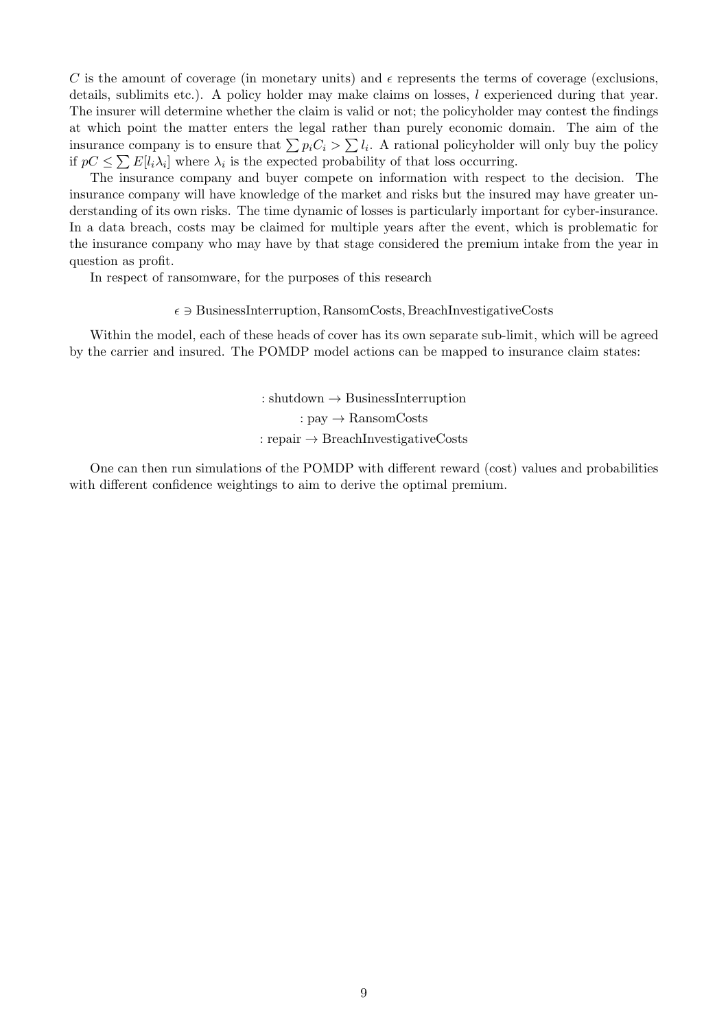$C$ is the amount of coverage (in monetary units) and $\epsilon$ represents the terms of coverage (exclusions, details, sublimits etc.). A policy holder may make claims on losses, $l$ experienced during that year. The insurer will determine whether the claim is valid or not; the policyholder may contest the findings at which point the matter enters the legal rather than purely economic domain. The aim of the insurance company is to ensure that $\sum p_i C_i > \sum l_i$. A rational policyholder will only buy the policy if $pC \leq \sum E[l_i \lambda_i]$ where $\lambda_i$ is the expected probability of that loss occurring.

The insurance company and buyer compete on information with respect to the decision. The insurance company will have knowledge of the market and risks but the insured may have greater understanding of its own risks. The time dynamic of losses is particularly important for cyber-insurance. In a data breach, costs may be claimed for multiple years after the event, which is problematic for the insurance company who may have by that stage considered the premium intake from the year in question as profit.

In respect of ransomware, for the purposes of this research

$$\epsilon \ni \text{BusinessInterruption}, \text{RansomCosts}, \text{BreachInvestigativeCosts}$$

Within the model, each of these heads of cover has its own separate sub-limit, which will be agreed by the carrier and insured. The POMDP model actions can be mapped to insurance claim states:

$$: \text{shutdown} \rightarrow \text{BusinessInterruption}$$
$$: \text{pay} \rightarrow \text{RansomCosts}$$
$$: \text{repair} \rightarrow \text{BreachInvestigativeCosts}$$

One can then run simulations of the POMDP with different reward (cost) values and probabilities with different confidence weightings to aim to derive the optimal premium.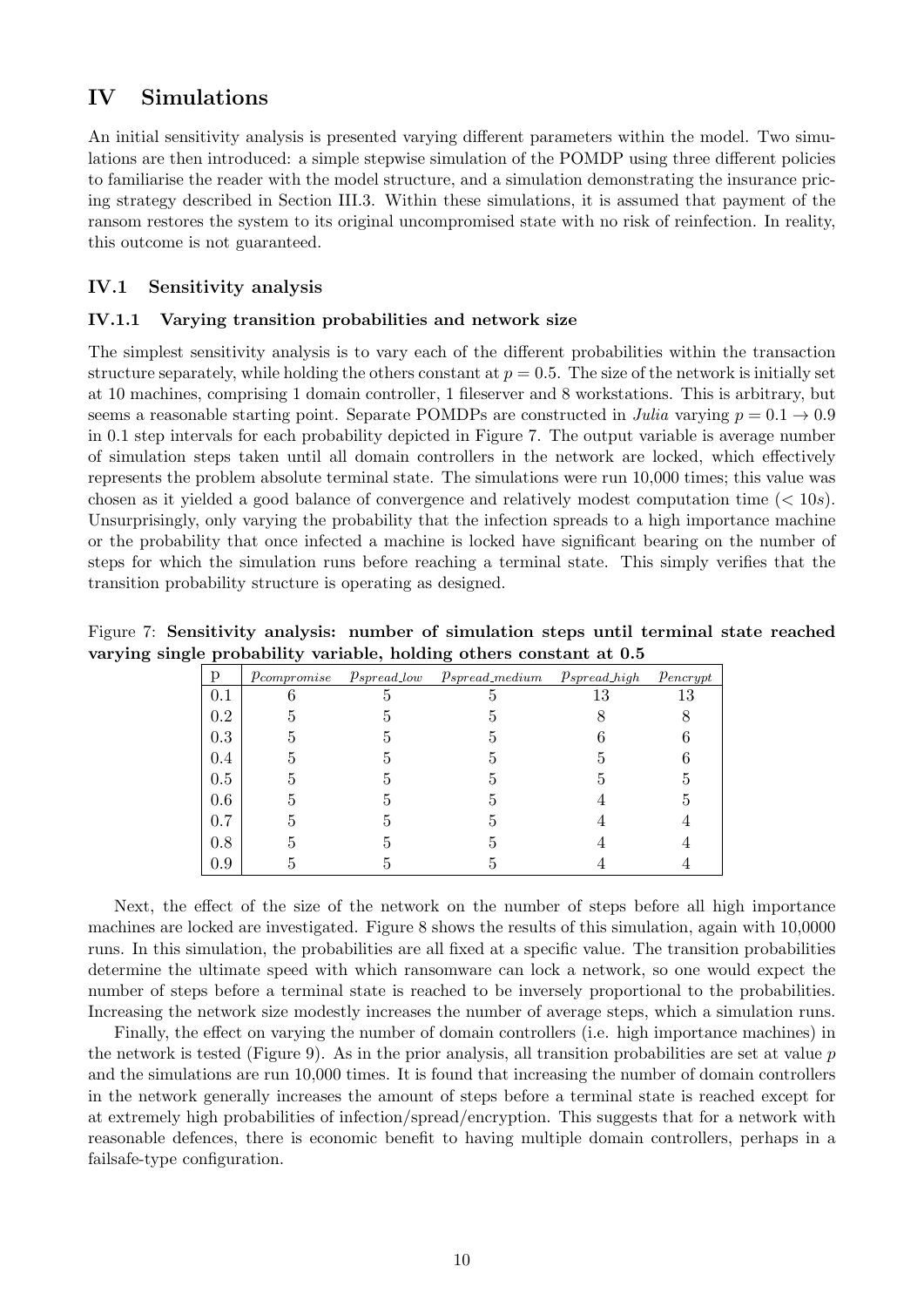# IV Simulations

An initial sensitivity analysis is presented varying different parameters within the model. Two simulations are then introduced: a simple stepwise simulation of the POMDP using three different policies to familiarise the reader with the model structure, and a simulation demonstrating the insurance pricing strategy described in Section III.3. Within these simulations, it is assumed that payment of the ransom restores the system to its original uncompromised state with no risk of reinfection. In reality, this outcome is not guaranteed.

## IV.1 Sensitivity analysis

### IV.1.1 Varying transition probabilities and network size

The simplest sensitivity analysis is to vary each of the different probabilities within the transaction structure separately, while holding the others constant at $p = 0.5$. The size of the network is initially set at 10 machines, comprising 1 domain controller, 1 fileserver and 8 workstations. This is arbitrary, but seems a reasonable starting point. Separate POMDPs are constructed in *Julia* varying $p = 0.1 \rightarrow 0.9$ in 0.1 step intervals for each probability depicted in Figure 7. The output variable is average number of simulation steps taken until all domain controllers in the network are locked, which effectively represents the problem absolute terminal state. The simulations were run 10,000 times; this value was chosen as it yielded a good balance of convergence and relatively modest computation time ($< 10s$). Unsurprisingly, only varying the probability that the infection spreads to a high importance machine or the probability that once infected a machine is locked have significant bearing on the number of steps for which the simulation runs before reaching a terminal state. This simply verifies that the transition probability structure is operating as designed.

Figure 7: **Sensitivity analysis: number of simulation steps until terminal state reached varying single probability variable, holding others constant at 0.5**

| p | $p_{compromise}$ | $p_{spread\_low}$ | $p_{spread\_medium}$ | $p_{spread\_high}$ | $p_{encrypt}$ |
|---|---|---|---|---|---|
| 0.1 | 6 | 5 | 5 | 13 | 13 |
| 0.2 | 5 | 5 | 5 | 8 | 8 |
| 0.3 | 5 | 5 | 5 | 6 | 6 |
| 0.4 | 5 | 5 | 5 | 5 | 6 |
| 0.5 | 5 | 5 | 5 | 5 | 5 |
| 0.6 | 5 | 5 | 5 | 4 | 5 |
| 0.7 | 5 | 5 | 5 | 4 | 4 |
| 0.8 | 5 | 5 | 5 | 4 | 4 |
| 0.9 | 5 | 5 | 5 | 4 | 4 |

Next, the effect of the size of the network on the number of steps before all high importance machines are locked are investigated. Figure 8 shows the results of this simulation, again with 10,0000 runs. In this simulation, the probabilities are all fixed at a specific value. The transition probabilities determine the ultimate speed with which ransomware can lock a network, so one would expect the number of steps before a terminal state is reached to be inversely proportional to the probabilities. Increasing the network size modestly increases the number of average steps, which a simulation runs.

Finally, the effect on varying the number of domain controllers (i.e. high importance machines) in the network is tested (Figure 9). As in the prior analysis, all transition probabilities are set at value $p$ and the simulations are run 10,000 times. It is found that increasing the number of domain controllers in the network generally increases the amount of steps before a terminal state is reached except for at extremely high probabilities of infection/spread/encryption. This suggests that for a network with reasonable defences, there is economic benefit to having multiple domain controllers, perhaps in a failsafe-type configuration.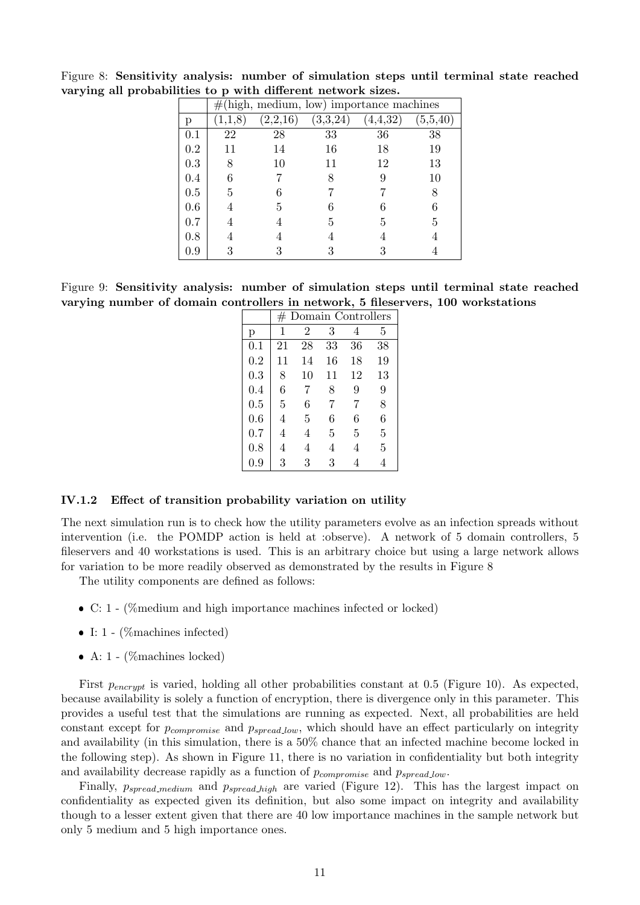Figure 8: **Sensitivity analysis: number of simulation steps until terminal state reached varying all probabilities to p with different network sizes.**

| | #(high, medium, low) importance machines | | | | |
|---|---|---|---|---|---|
| p | (1,1,8) | (2,2,16) | (3,3,24) | (4,4,32) | (5,5,40) |
| 0.1 | 22 | 28 | 33 | 36 | 38 |
| 0.2 | 11 | 14 | 16 | 18 | 19 |
| 0.3 | 8 | 10 | 11 | 12 | 13 |
| 0.4 | 6 | 7 | 8 | 9 | 10 |
| 0.5 | 5 | 6 | 7 | 7 | 8 |
| 0.6 | 4 | 5 | 6 | 6 | 6 |
| 0.7 | 4 | 4 | 5 | 5 | 5 |
| 0.8 | 4 | 4 | 4 | 4 | 4 |
| 0.9 | 3 | 3 | 3 | 3 | 4 |

Figure 9: **Sensitivity analysis: number of simulation steps until terminal state reached varying number of domain controllers in network, 5 fileservers, 100 workstations**

| | # Domain Controllers | | | | |
|---|---|---|---|---|---|
| p | 1 | 2 | 3 | 4 | 5 |
| 0.1 | 21 | 28 | 33 | 36 | 38 |
| 0.2 | 11 | 14 | 16 | 18 | 19 |
| 0.3 | 8 | 10 | 11 | 12 | 13 |
| 0.4 | 6 | 7 | 8 | 9 | 9 |
| 0.5 | 5 | 6 | 7 | 7 | 8 |
| 0.6 | 4 | 5 | 6 | 6 | 6 |
| 0.7 | 4 | 4 | 5 | 5 | 5 |
| 0.8 | 4 | 4 | 4 | 4 | 5 |
| 0.9 | 3 | 3 | 3 | 4 | 4 |

#### IV.1.2 Effect of transition probability variation on utility

The next simulation run is to check how the utility parameters evolve as an infection spreads without intervention (i.e. the POMDP action is held at :observe). A network of 5 domain controllers, 5 fileservers and 40 workstations is used. This is an arbitrary choice but using a large network allows for variation to be more readily observed as demonstrated by the results in Figure 8

The utility components are defined as follows:

- C: 1 - (%medium and high importance machines infected or locked)
- I: 1 - (%machines infected)
- A: 1 - (%machines locked)

First $p_{encrypt}$ is varied, holding all other probabilities constant at 0.5 (Figure 10). As expected, because availability is solely a function of encryption, there is divergence only in this parameter. This provides a useful test that the simulations are running as expected. Next, all probabilities are held constant except for $p_{compromise}$ and $p_{spread\_low}$, which should have an effect particularly on integrity and availability (in this simulation, there is a 50% chance that an infected machine become locked in the following step). As shown in Figure 11, there is no variation in confidentiality but both integrity and availability decrease rapidly as a function of $p_{compromise}$ and $p_{spread\_low}$.

Finally, $p_{spread\_medium}$ and $p_{spread\_high}$ are varied (Figure 12). This has the largest impact on confidentiality as expected given its definition, but also some impact on integrity and availability though to a lesser extent given that there are 40 low importance machines in the sample network but only 5 medium and 5 high importance ones.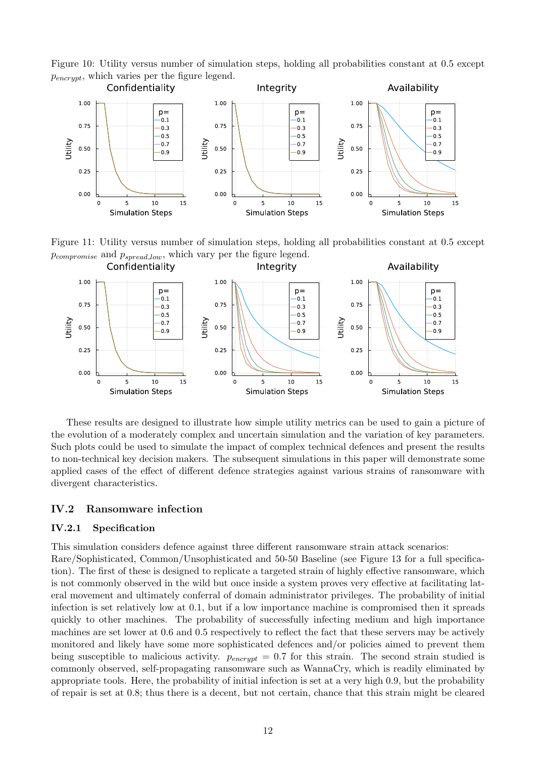Figure 10: Utility versus number of simulation steps, holding all probabilities constant at 0.5 except $p_{encrypt}$, which varies per the figure legend.

Figure 11: Utility versus number of simulation steps, holding all probabilities constant at 0.5 except $p_{compromise}$ and $p_{spread\_low}$, which vary per the figure legend.

These results are designed to illustrate how simple utility metrics can be used to gain a picture of the evolution of a moderately complex and uncertain simulation and the variation of key parameters. Such plots could be used to simulate the impact of complex technical defences and present the results to non-technical key decision makers. The subsequent simulations in this paper will demonstrate some applied cases of the effect of different defence strategies against various strains of ransomware with divergent characteristics.

## IV.2 Ransomware infection

### IV.2.1 Specification

This simulation considers defence against three different ransomware strain attack scenarios: Rare/Sophisticated, Common/Unsophisticated and 50-50 Baseline (see Figure 13 for a full specification). The first of these is designed to replicate a targeted strain of highly effective ransomware, which is not commonly observed in the wild but once inside a system proves very effective at facilitating lateral movement and ultimately conferral of domain administrator privileges. The probability of initial infection is set relatively low at 0.1, but if a low importance machine is compromised then it spreads quickly to other machines. The probability of successfully infecting medium and high importance machines are set lower at 0.6 and 0.5 respectively to reflect the fact that these servers may be actively monitored and likely have some more sophisticated defences and/or policies aimed to prevent them being susceptible to malicious activity. $p_{encrypt} = 0.7$ for this strain. The second strain studied is commonly observed, self-propagating ransomware such as WannaCry, which is readily eliminated by appropriate tools. Here, the probability of initial infection is set at a very high 0.9, but the probability of repair is set at 0.8; thus there is a decent, but not certain, chance that this strain might be cleared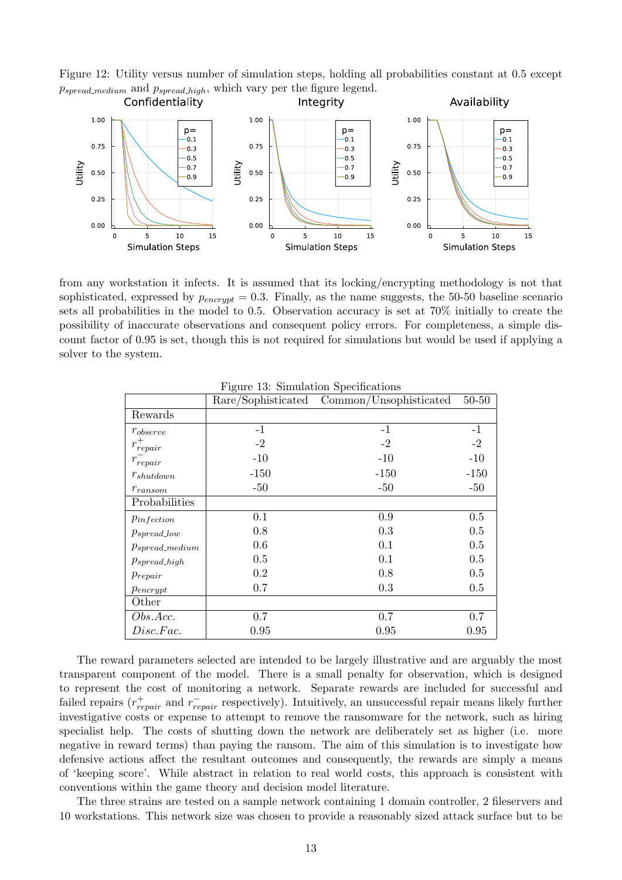Figure 12: Utility versus number of simulation steps, holding all probabilities constant at 0.5 except $p_{spread\_medium}$ and $p_{spread\_high}$, which vary per the figure legend.

from any workstation it infects. It is assumed that its locking/encrypting methodology is not that sophisticated, expressed by $p_{encrypt} = 0.3$. Finally, as the name suggests, the 50-50 baseline scenario sets all probabilities in the model to 0.5. Observation accuracy is set at 70% initially to create the possibility of inaccurate observations and consequent policy errors. For completeness, a simple discount factor of 0.95 is set, though this is not required for simulations but would be used if applying a solver to the system.

Figure 13: Simulation Specifications

| | Rare/Sophisticated | Common/Unsophisticated | 50-50 |
|---|---|---|---|
| Rewards | | | |
| $r_{observe}$ | -1 | -1 | -1 |
| $r^{+}_{repair}$ | -2 | -2 | -2 |
| $r^{-}_{repair}$ | -10 | -10 | -10 |
| $r_{shutdown}$ | -150 | -150 | -150 |
| $r_{ransom}$ | -50 | -50 | -50 |
| Probabilities | | | |
| $p_{infection}$ | 0.1 | 0.9 | 0.5 |
| $p_{spread\_low}$ | 0.8 | 0.3 | 0.5 |
| $p_{spread\_medium}$ | 0.6 | 0.1 | 0.5 |
| $p_{spread\_high}$ | 0.5 | 0.1 | 0.5 |
| $p_{repair}$ | 0.2 | 0.8 | 0.5 |
| $p_{encrypt}$ | 0.7 | 0.3 | 0.5 |
| Other | | | |
| $Obs.Acc.$ | 0.7 | 0.7 | 0.7 |
| $Disc.Fac.$ | 0.95 | 0.95 | 0.95 |

The reward parameters selected are intended to be largely illustrative and are arguably the most transparent component of the model. There is a small penalty for observation, which is designed to represent the cost of monitoring a network. Separate rewards are included for successful and failed repairs ($r^{+}_{repair}$ and $r^{-}_{repair}$ respectively). Intuitively, an unsuccessful repair means likely further investigative costs or expense to attempt to remove the ransomware for the network, such as hiring specialist help. The costs of shutting down the network are deliberately set as higher (i.e. more negative in reward terms) than paying the ransom. The aim of this simulation is to investigate how defensive actions affect the resultant outcomes and consequently, the rewards are simply a means of 'keeping score'. While abstract in relation to real world costs, this approach is consistent with conventions within the game theory and decision model literature.

The three strains are tested on a sample network containing 1 domain controller, 2 fileservers and 10 workstations. This network size was chosen to provide a reasonably sized attack surface but to be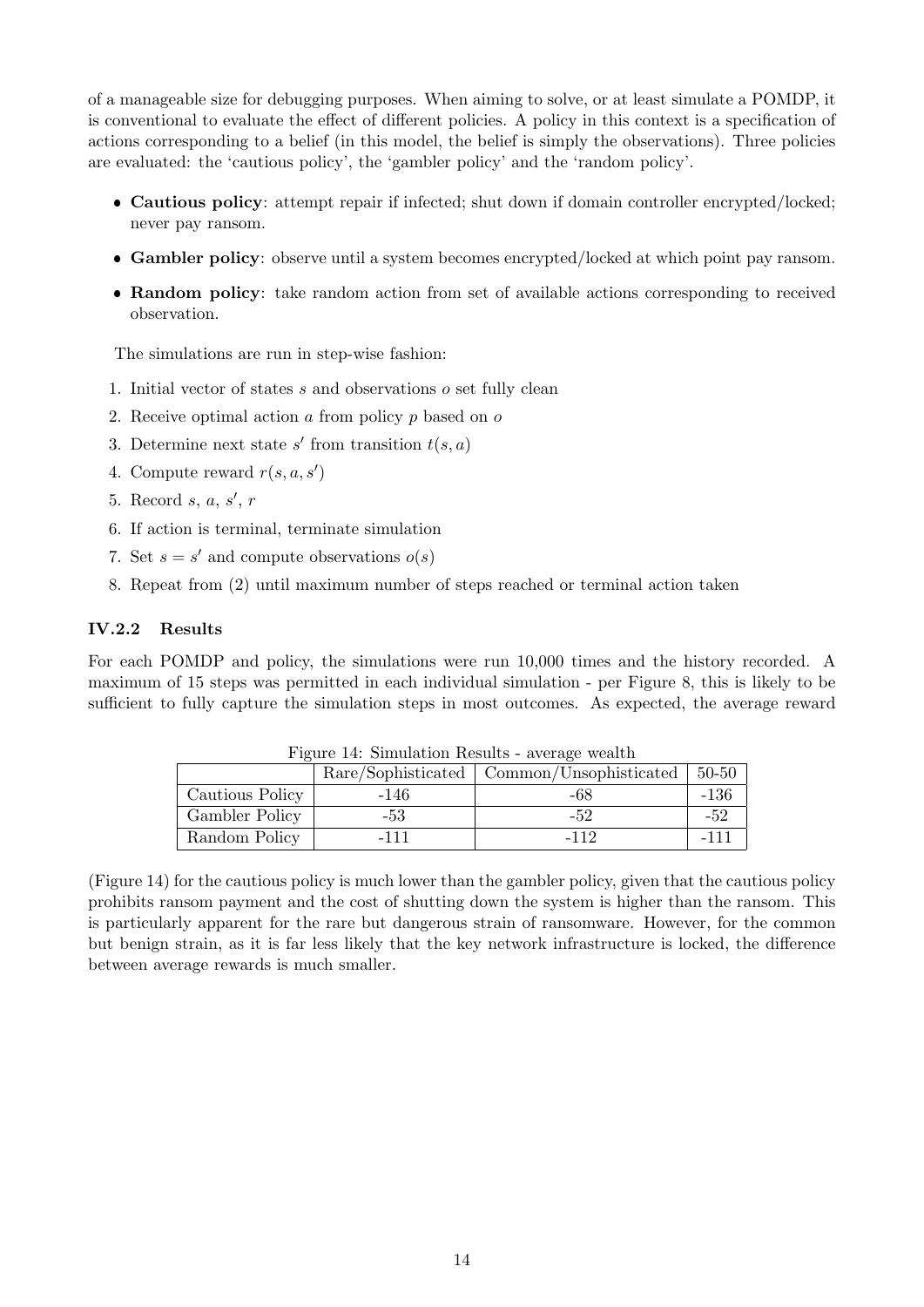of a manageable size for debugging purposes. When aiming to solve, or at least simulate a POMDP, it is conventional to evaluate the effect of different policies. A policy in this context is a specification of actions corresponding to a belief (in this model, the belief is simply the observations). Three policies are evaluated: the 'cautious policy', the 'gambler policy' and the 'random policy'.

- **Cautious policy**: attempt repair if infected; shut down if domain controller encrypted/locked; never pay ransom.
- **Gambler policy**: observe until a system becomes encrypted/locked at which point pay ransom.
- **Random policy**: take random action from set of available actions corresponding to received observation.

The simulations are run in step-wise fashion:

1. Initial vector of states $s$ and observations $o$ set fully clean
2. Receive optimal action $a$ from policy $p$ based on $o$
3. Determine next state $s'$ from transition $t(s, a)$
4. Compute reward $r(s, a, s')$
5. Record $s$, $a$, $s'$, $r$
6. If action is terminal, terminate simulation
7. Set $s = s'$ and compute observations $o(s)$
8. Repeat from (2) until maximum number of steps reached or terminal action taken

### IV.2.2 Results

For each POMDP and policy, the simulations were run 10,000 times and the history recorded. A maximum of 15 steps was permitted in each individual simulation - per Figure 8, this is likely to be sufficient to fully capture the simulation steps in most outcomes. As expected, the average reward

Figure 14: Simulation Results - average wealth

| | Rare/Sophisticated | Common/Unsophisticated | 50-50 |
|---|---|---|---|
| Cautious Policy | -146 | -68 | -136 |
| Gambler Policy | -53 | -52 | -52 |
| Random Policy | -111 | -112 | -111 |

(Figure 14) for the cautious policy is much lower than the gambler policy, given that the cautious policy prohibits ransom payment and the cost of shutting down the system is higher than the ransom. This is particularly apparent for the rare but dangerous strain of ransomware. However, for the common but benign strain, as it is far less likely that the key network infrastructure is locked, the difference between average rewards is much smaller.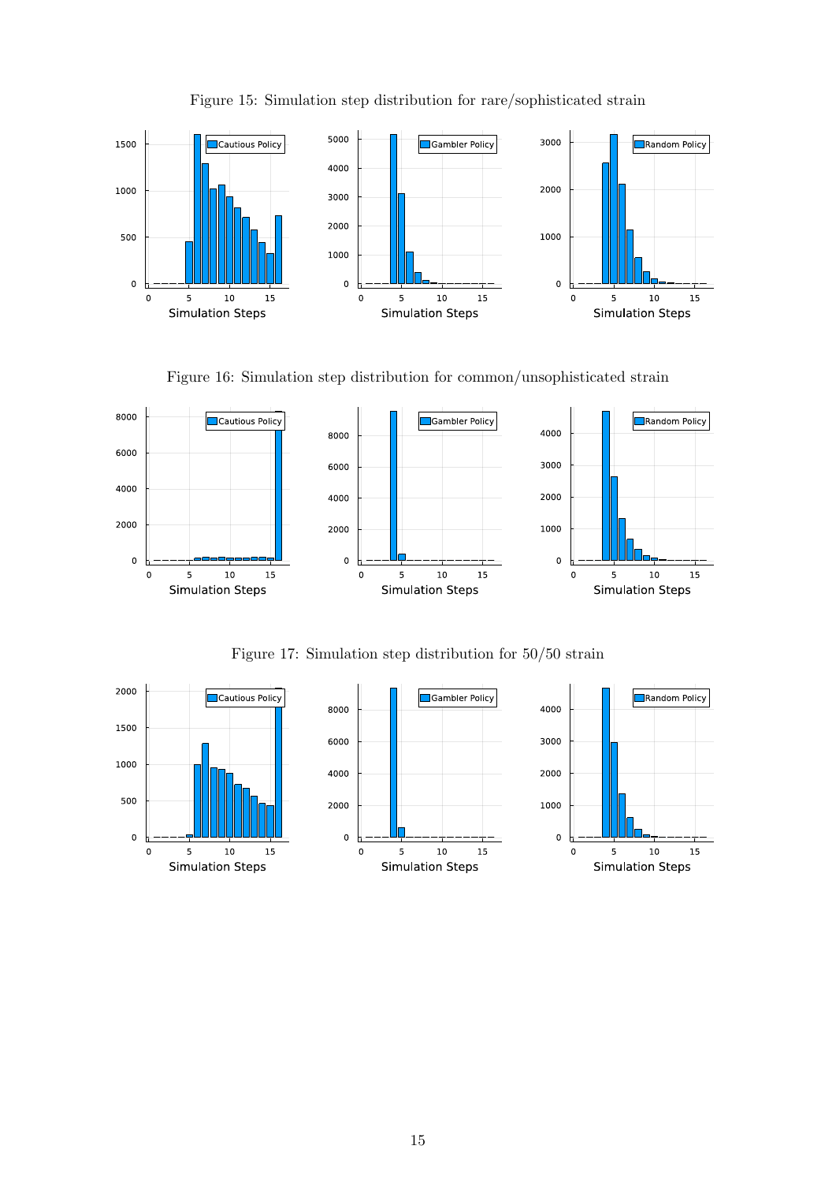Figure 15: Simulation step distribution for rare/sophisticated strain

Figure 16: Simulation step distribution for common/unsophisticated strain

Figure 17: Simulation step distribution for 50/50 strain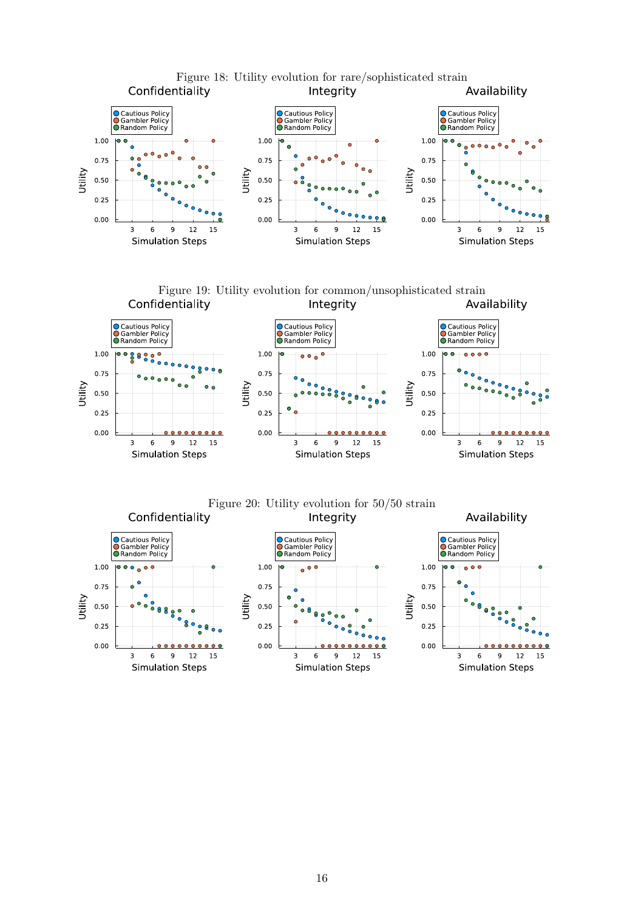Figure 18: Utility evolution for rare/sophisticated strain

Figure 19: Utility evolution for common/unsophisticated strain

Figure 20: Utility evolution for 50/50 strain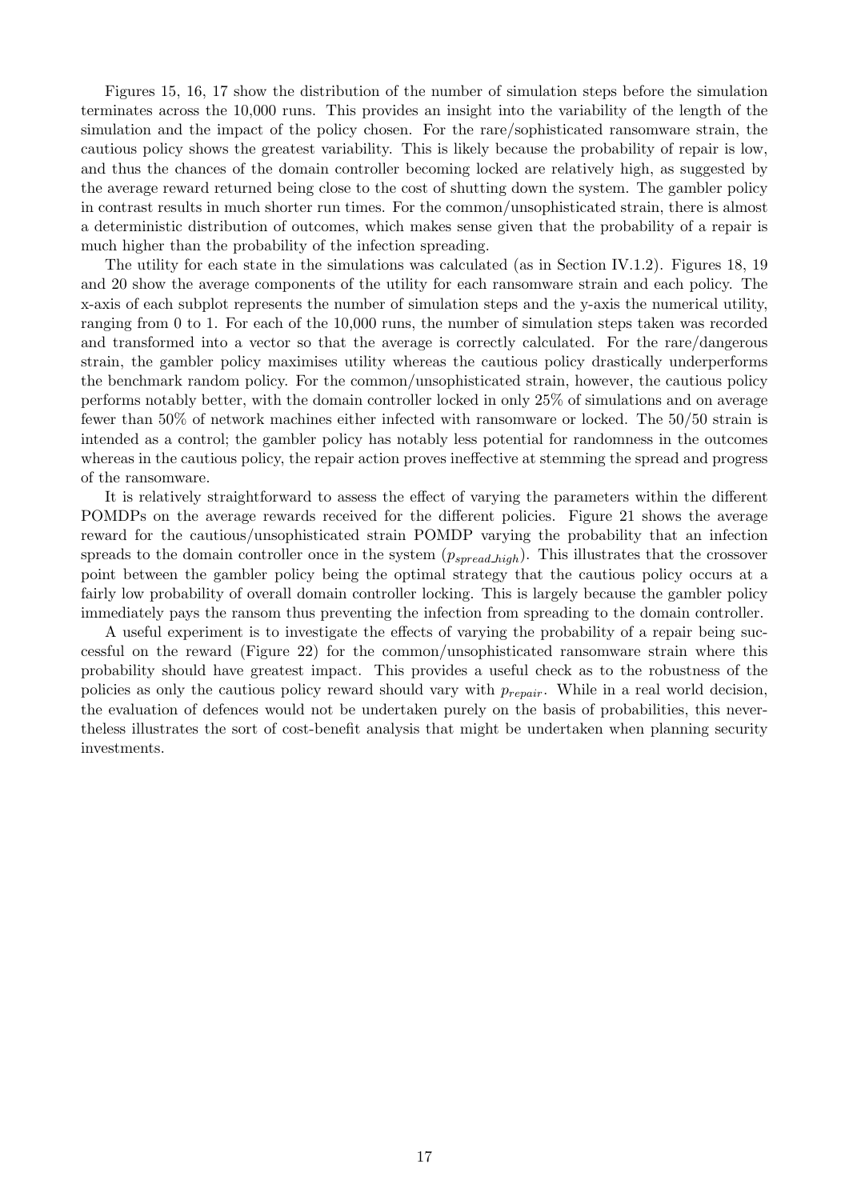Figures 15, 16, 17 show the distribution of the number of simulation steps before the simulation terminates across the 10,000 runs. This provides an insight into the variability of the length of the simulation and the impact of the policy chosen. For the rare/sophisticated ransomware strain, the cautious policy shows the greatest variability. This is likely because the probability of repair is low, and thus the chances of the domain controller becoming locked are relatively high, as suggested by the average reward returned being close to the cost of shutting down the system. The gambler policy in contrast results in much shorter run times. For the common/unsophisticated strain, there is almost a deterministic distribution of outcomes, which makes sense given that the probability of a repair is much higher than the probability of the infection spreading.

The utility for each state in the simulations was calculated (as in Section IV.1.2). Figures 18, 19 and 20 show the average components of the utility for each ransomware strain and each policy. The x-axis of each subplot represents the number of simulation steps and the y-axis the numerical utility, ranging from 0 to 1. For each of the 10,000 runs, the number of simulation steps taken was recorded and transformed into a vector so that the average is correctly calculated. For the rare/dangerous strain, the gambler policy maximises utility whereas the cautious policy drastically underperforms the benchmark random policy. For the common/unsophisticated strain, however, the cautious policy performs notably better, with the domain controller locked in only 25% of simulations and on average fewer than 50% of network machines either infected with ransomware or locked. The 50/50 strain is intended as a control; the gambler policy has notably less potential for randomness in the outcomes whereas in the cautious policy, the repair action proves ineffective at stemming the spread and progress of the ransomware.

It is relatively straightforward to assess the effect of varying the parameters within the different POMDPs on the average rewards received for the different policies. Figure 21 shows the average reward for the cautious/unsophisticated strain POMDP varying the probability that an infection spreads to the domain controller once in the system ($p_{spread\_high}$). This illustrates that the crossover point between the gambler policy being the optimal strategy that the cautious policy occurs at a fairly low probability of overall domain controller locking. This is largely because the gambler policy immediately pays the ransom thus preventing the infection from spreading to the domain controller.

A useful experiment is to investigate the effects of varying the probability of a repair being successful on the reward (Figure 22) for the common/unsophisticated ransomware strain where this probability should have greatest impact. This provides a useful check as to the robustness of the policies as only the cautious policy reward should vary with $p_{repair}$. While in a real world decision, the evaluation of defences would not be undertaken purely on the basis of probabilities, this nevertheless illustrates the sort of cost-benefit analysis that might be undertaken when planning security investments.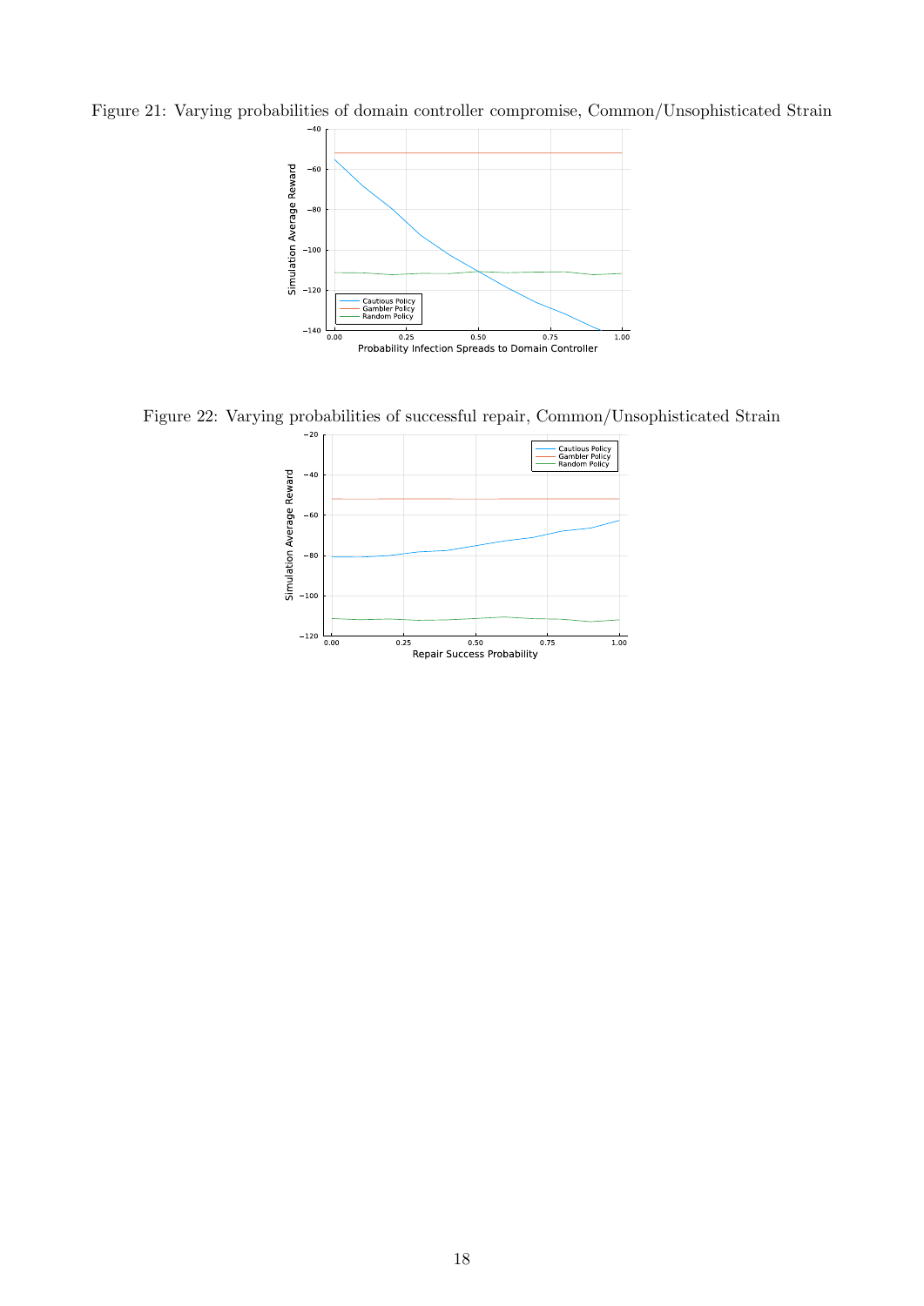Figure 21: Varying probabilities of domain controller compromise, Common/Unsophisticated Strain

Figure 22: Varying probabilities of successful repair, Common/Unsophisticated Strain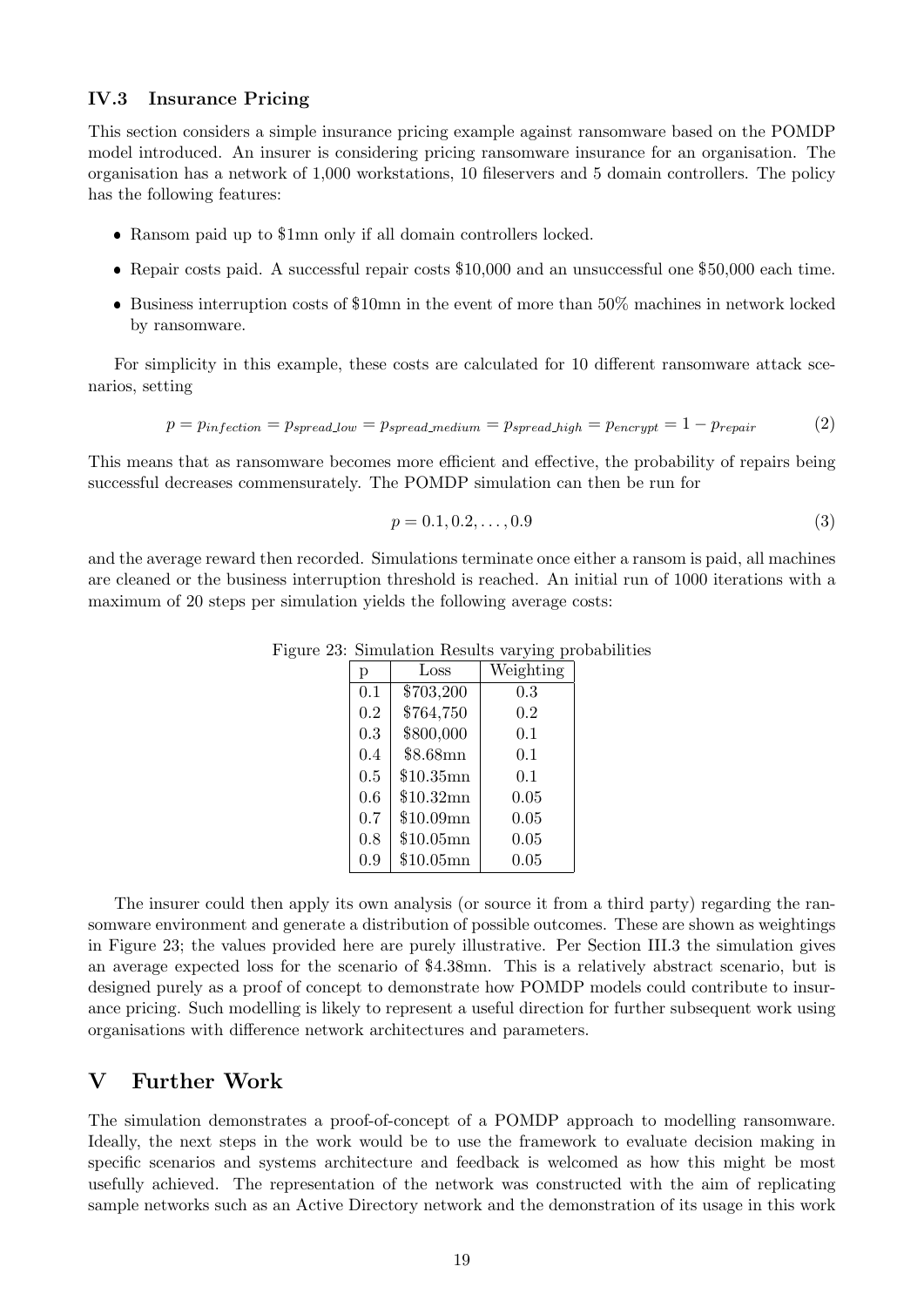### IV.3 Insurance Pricing

This section considers a simple insurance pricing example against ransomware based on the POMDP model introduced. An insurer is considering pricing ransomware insurance for an organisation. The organisation has a network of 1,000 workstations, 10 fileservers and 5 domain controllers. The policy has the following features:

- Ransom paid up to \$1mn only if all domain controllers locked.
- Repair costs paid. A successful repair costs \$10,000 and an unsuccessful one \$50,000 each time.
- Business interruption costs of \$10mn in the event of more than 50% machines in network locked by ransomware.

For simplicity in this example, these costs are calculated for 10 different ransomware attack scenarios, setting

$$p = p_{infection} = p_{spread\_low} = p_{spread\_medium} = p_{spread\_high} = p_{encrypt} = 1 - p_{repair} \tag{2}$$

This means that as ransomware becomes more efficient and effective, the probability of repairs being successful decreases commensurately. The POMDP simulation can then be run for

$$p = 0.1, 0.2, \ldots, 0.9 \tag{3}$$

and the average reward then recorded. Simulations terminate once either a ransom is paid, all machines are cleaned or the business interruption threshold is reached. An initial run of 1000 iterations with a maximum of 20 steps per simulation yields the following average costs:

Figure 23: Simulation Results varying probabilities

| p | Loss | Weighting |
|---|---|---|
| 0.1 | \$703,200 | 0.3 |
| 0.2 | \$764,750 | 0.2 |
| 0.3 | \$800,000 | 0.1 |
| 0.4 | \$8.68mn | 0.1 |
| 0.5 | \$10.35mn | 0.1 |
| 0.6 | \$10.32mn | 0.05 |
| 0.7 | \$10.09mn | 0.05 |
| 0.8 | \$10.05mn | 0.05 |
| 0.9 | \$10.05mn | 0.05 |

The insurer could then apply its own analysis (or source it from a third party) regarding the ransomware environment and generate a distribution of possible outcomes. These are shown as weightings in Figure 23; the values provided here are purely illustrative. Per Section III.3 the simulation gives an average expected loss for the scenario of \$4.38mn. This is a relatively abstract scenario, but is designed purely as a proof of concept to demonstrate how POMDP models could contribute to insurance pricing. Such modelling is likely to represent a useful direction for further subsequent work using organisations with difference network architectures and parameters.

## V Further Work

The simulation demonstrates a proof-of-concept of a POMDP approach to modelling ransomware. Ideally, the next steps in the work would be to use the framework to evaluate decision making in specific scenarios and systems architecture and feedback is welcomed as how this might be most usefully achieved. The representation of the network was constructed with the aim of replicating sample networks such as an Active Directory network and the demonstration of its usage in this work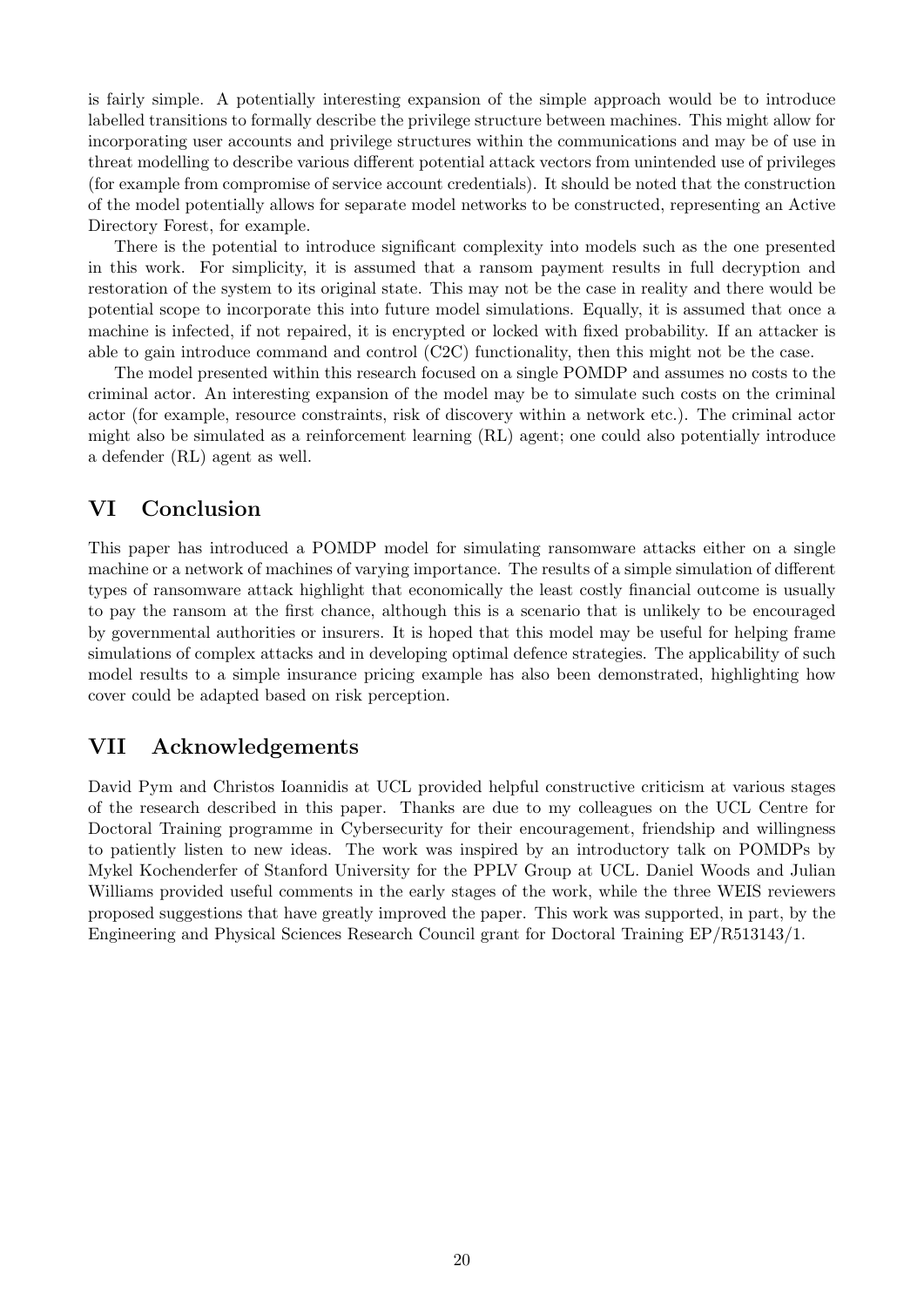is fairly simple. A potentially interesting expansion of the simple approach would be to introduce labelled transitions to formally describe the privilege structure between machines. This might allow for incorporating user accounts and privilege structures within the communications and may be of use in threat modelling to describe various different potential attack vectors from unintended use of privileges (for example from compromise of service account credentials). It should be noted that the construction of the model potentially allows for separate model networks to be constructed, representing an Active Directory Forest, for example.

There is the potential to introduce significant complexity into models such as the one presented in this work. For simplicity, it is assumed that a ransom payment results in full decryption and restoration of the system to its original state. This may not be the case in reality and there would be potential scope to incorporate this into future model simulations. Equally, it is assumed that once a machine is infected, if not repaired, it is encrypted or locked with fixed probability. If an attacker is able to gain introduce command and control (C2C) functionality, then this might not be the case.

The model presented within this research focused on a single POMDP and assumes no costs to the criminal actor. An interesting expansion of the model may be to simulate such costs on the criminal actor (for example, resource constraints, risk of discovery within a network etc.). The criminal actor might also be simulated as a reinforcement learning (RL) agent; one could also potentially introduce a defender (RL) agent as well.

## VI Conclusion

This paper has introduced a POMDP model for simulating ransomware attacks either on a single machine or a network of machines of varying importance. The results of a simple simulation of different types of ransomware attack highlight that economically the least costly financial outcome is usually to pay the ransom at the first chance, although this is a scenario that is unlikely to be encouraged by governmental authorities or insurers. It is hoped that this model may be useful for helping frame simulations of complex attacks and in developing optimal defence strategies. The applicability of such model results to a simple insurance pricing example has also been demonstrated, highlighting how cover could be adapted based on risk perception.

## VII Acknowledgements

David Pym and Christos Ioannidis at UCL provided helpful constructive criticism at various stages of the research described in this paper. Thanks are due to my colleagues on the UCL Centre for Doctoral Training programme in Cybersecurity for their encouragement, friendship and willingness to patiently listen to new ideas. The work was inspired by an introductory talk on POMDPs by Mykel Kochenderfer of Stanford University for the PPLV Group at UCL. Daniel Woods and Julian Williams provided useful comments in the early stages of the work, while the three WEIS reviewers proposed suggestions that have greatly improved the paper. This work was supported, in part, by the Engineering and Physical Sciences Research Council grant for Doctoral Training EP/R513143/1.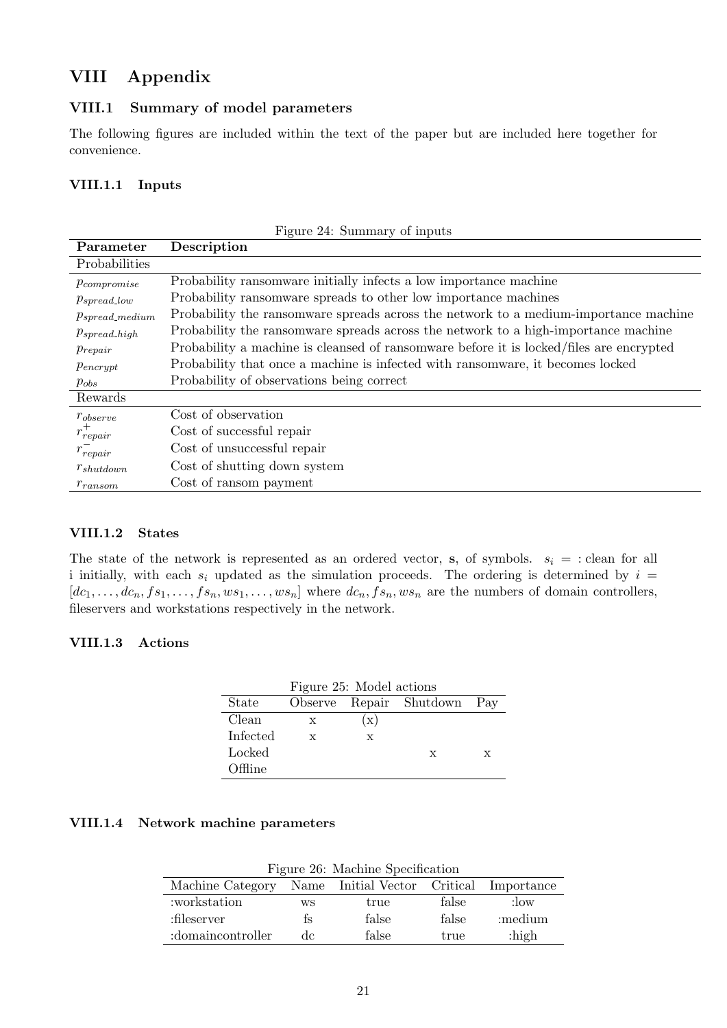# VIII Appendix

## VIII.1 Summary of model parameters

The following figures are included within the text of the paper but are included here together for convenience.

### VIII.1.1 Inputs

Figure 24: Summary of inputs

| Parameter | Description |
|---|---|
| Probabilities | |
| $p_{compromise}$ | Probability ransomware initially infects a low importance machine |
| $p_{spread\_low}$ | Probability ransomware spreads to other low importance machines |
| $p_{spread\_medium}$ | Probability the ransomware spreads across the network to a medium-importance machine |
| $p_{spread\_high}$ | Probability the ransomware spreads across the network to a high-importance machine |
| $p_{repair}$ | Probability a machine is cleansed of ransomware before it is locked/files are encrypted |
| $p_{encrypt}$ | Probability that once a machine is infected with ransomware, it becomes locked |
| $p_{obs}$ | Probability of observations being correct |
| Rewards | |
| $r_{observe}$ | Cost of observation |
| $r^{+}_{repair}$ | Cost of successful repair |
| $r^{-}_{repair}$ | Cost of unsuccessful repair |
| $r_{shutdown}$ | Cost of shutting down system |
| $r_{ransom}$ | Cost of ransom payment |

### VIII.1.2 States

The state of the network is represented as an ordered vector, $\mathbf{s}$, of symbols. $s_i =$ :clean for all i initially, with each $s_i$ updated as the simulation proceeds. The ordering is determined by $i = [dc_1, \ldots, dc_n, fs_1, \ldots, fs_n, ws_1, \ldots, ws_n]$ where $dc_n, fs_n, ws_n$ are the numbers of domain controllers, fileservers and workstations respectively in the network.

### VIII.1.3 Actions

Figure 25: Model actions

| State | Observe | Repair | Shutdown | Pay |
|---|---|---|---|---|
| Clean | x | (x) | | |
| Infected | x | x | | |
| Locked | | | x | x |
| Offline | | | | |

### VIII.1.4 Network machine parameters

Figure 26: Machine Specification

| Machine Category | Name | Initial Vector | Critical | Importance |
|---|---|---|---|---|
| :workstation | ws | true | false | :low |
| :fileserver | fs | false | false | :medium |
| :domaincontroller | dc | false | true | :high |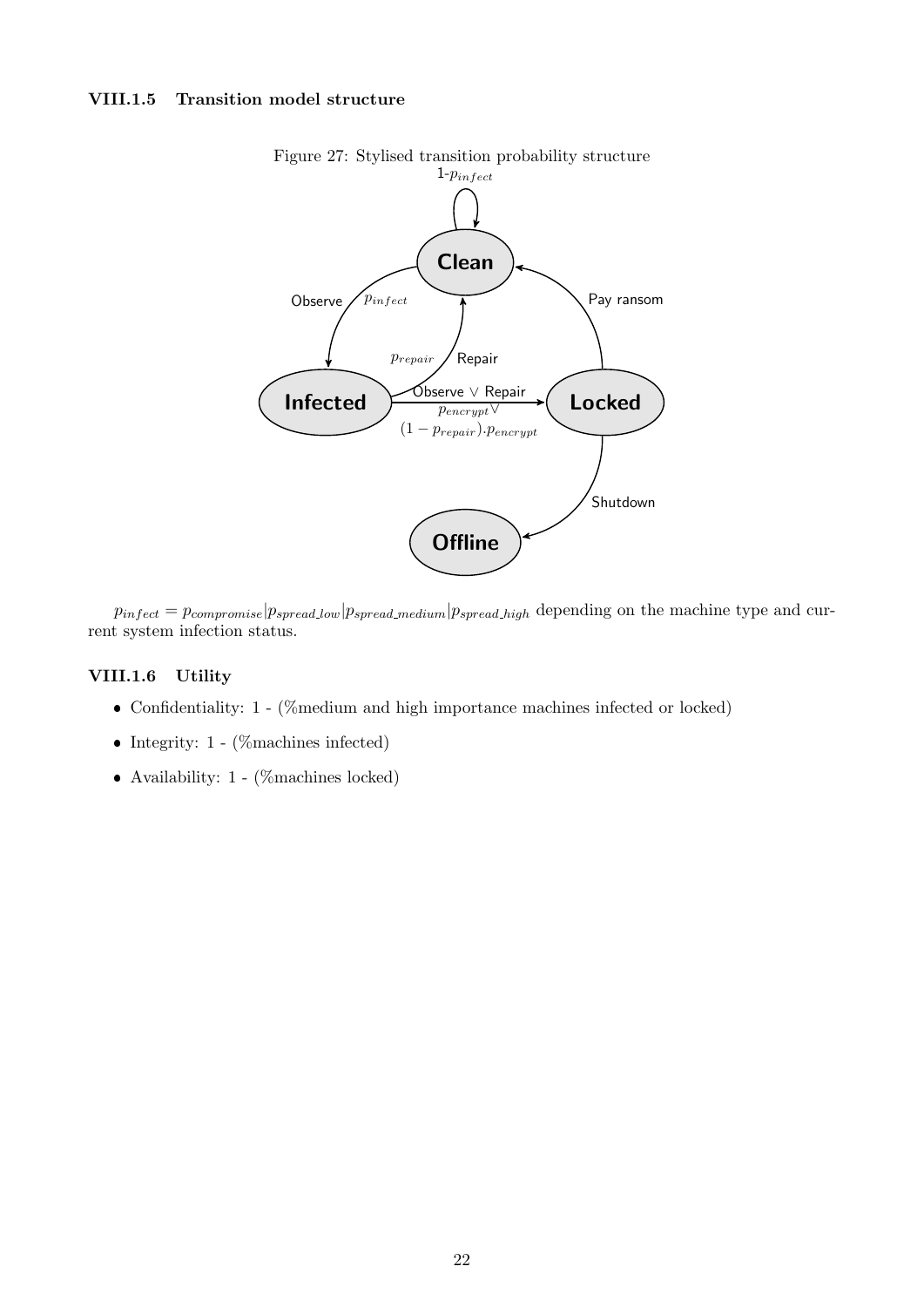#### VIII.1.5 Transition model structure

Figure 27: Stylised transition probability structure

$p_{infect} = p_{compromise} | p_{spread\_low} | p_{spread\_medium} | p_{spread\_high}$ depending on the machine type and current system infection status.

#### VIII.1.6 Utility

- Confidentiality: 1 - (%medium and high importance machines infected or locked)
- Integrity: 1 - (%machines infected)
- Availability: 1 - (%machines locked)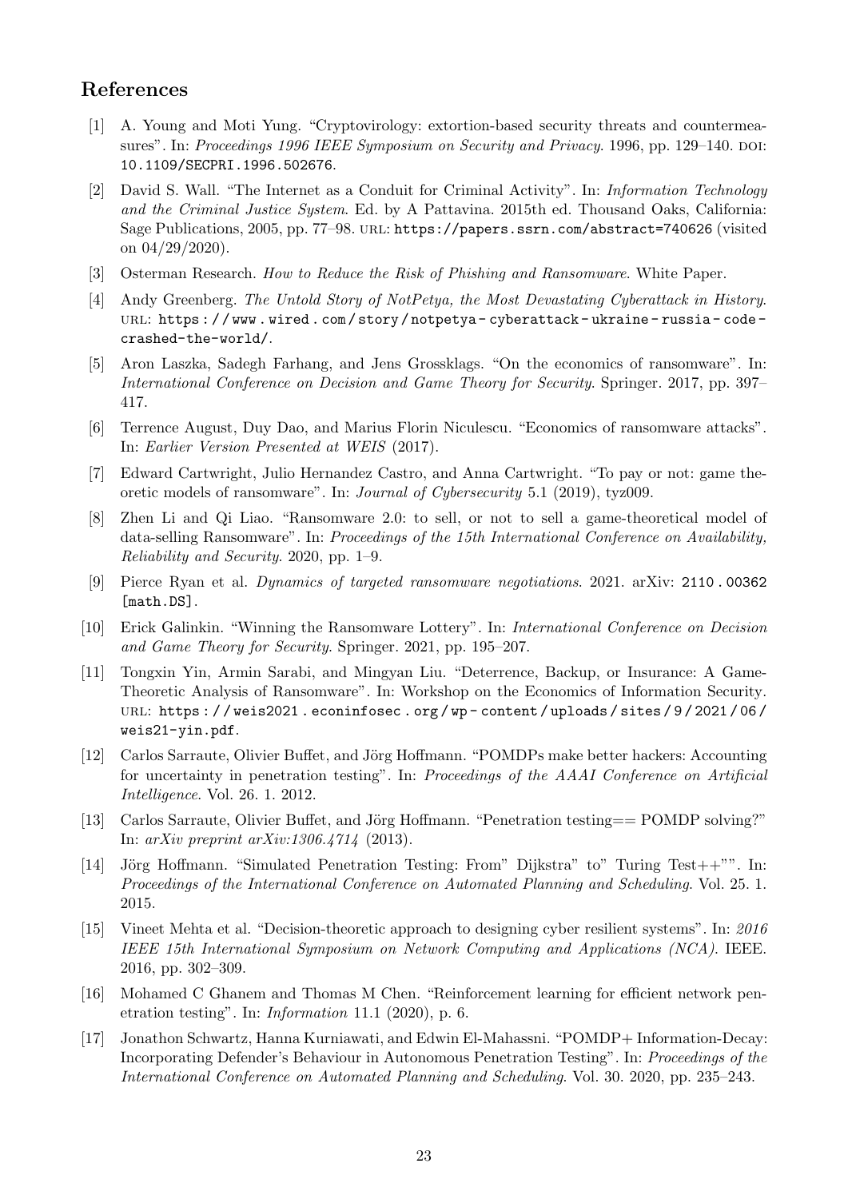## References

[1] A. Young and Moti Yung. "Cryptovirology: extortion-based security threats and countermeasures". In: *Proceedings 1996 IEEE Symposium on Security and Privacy*. 1996, pp. 129–140. DOI: 10.1109/SECPRI.1996.502676.

[2] David S. Wall. "The Internet as a Conduit for Criminal Activity". In: *Information Technology and the Criminal Justice System*. Ed. by A Pattavina. 2015th ed. Thousand Oaks, California: Sage Publications, 2005, pp. 77–98. URL: https://papers.ssrn.com/abstract=740626 (visited on 04/29/2020).

[3] Osterman Research. *How to Reduce the Risk of Phishing and Ransomware*. White Paper.

[4] Andy Greenberg. *The Untold Story of NotPetya, the Most Devastating Cyberattack in History*. URL: https://www.wired.com/story/notpetya-cyberattack-ukraine-russia-code-crashed-the-world/.

[5] Aron Laszka, Sadegh Farhang, and Jens Grossklags. "On the economics of ransomware". In: *International Conference on Decision and Game Theory for Security*. Springer. 2017, pp. 397–417.

[6] Terrence August, Duy Dao, and Marius Florin Niculescu. "Economics of ransomware attacks". In: *Earlier Version Presented at WEIS* (2017).

[7] Edward Cartwright, Julio Hernandez Castro, and Anna Cartwright. "To pay or not: game theoretic models of ransomware". In: *Journal of Cybersecurity* 5.1 (2019), tyz009.

[8] Zhen Li and Qi Liao. "Ransomware 2.0: to sell, or not to sell a game-theoretical model of data-selling Ransomware". In: *Proceedings of the 15th International Conference on Availability, Reliability and Security*. 2020, pp. 1–9.

[9] Pierce Ryan et al. *Dynamics of targeted ransomware negotiations*. 2021. arXiv: 2110.00362 [math.DS].

[10] Erick Galinkin. "Winning the Ransomware Lottery". In: *International Conference on Decision and Game Theory for Security*. Springer. 2021, pp. 195–207.

[11] Tongxin Yin, Armin Sarabi, and Mingyan Liu. "Deterrence, Backup, or Insurance: A Game-Theoretic Analysis of Ransomware". In: Workshop on the Economics of Information Security. URL: https://weis2021.econinfosec.org/wp-content/uploads/sites/9/2021/06/weis21-yin.pdf.

[12] Carlos Sarraute, Olivier Buffet, and Jörg Hoffmann. "POMDPs make better hackers: Accounting for uncertainty in penetration testing". In: *Proceedings of the AAAI Conference on Artificial Intelligence*. Vol. 26. 1. 2012.

[13] Carlos Sarraute, Olivier Buffet, and Jörg Hoffmann. "Penetration testing== POMDP solving?" In: *arXiv preprint arXiv:1306.4714* (2013).

[14] Jörg Hoffmann. "Simulated Penetration Testing: From" Dijkstra" to" Turing Test++"". In: *Proceedings of the International Conference on Automated Planning and Scheduling*. Vol. 25. 1. 2015.

[15] Vineet Mehta et al. "Decision-theoretic approach to designing cyber resilient systems". In: *2016 IEEE 15th International Symposium on Network Computing and Applications (NCA)*. IEEE. 2016, pp. 302–309.

[16] Mohamed C Ghanem and Thomas M Chen. "Reinforcement learning for efficient network penetration testing". In: *Information* 11.1 (2020), p. 6.

[17] Jonathon Schwartz, Hanna Kurniawati, and Edwin El-Mahassni. "POMDP+ Information-Decay: Incorporating Defender's Behaviour in Autonomous Penetration Testing". In: *Proceedings of the International Conference on Automated Planning and Scheduling*. Vol. 30. 2020, pp. 235–243.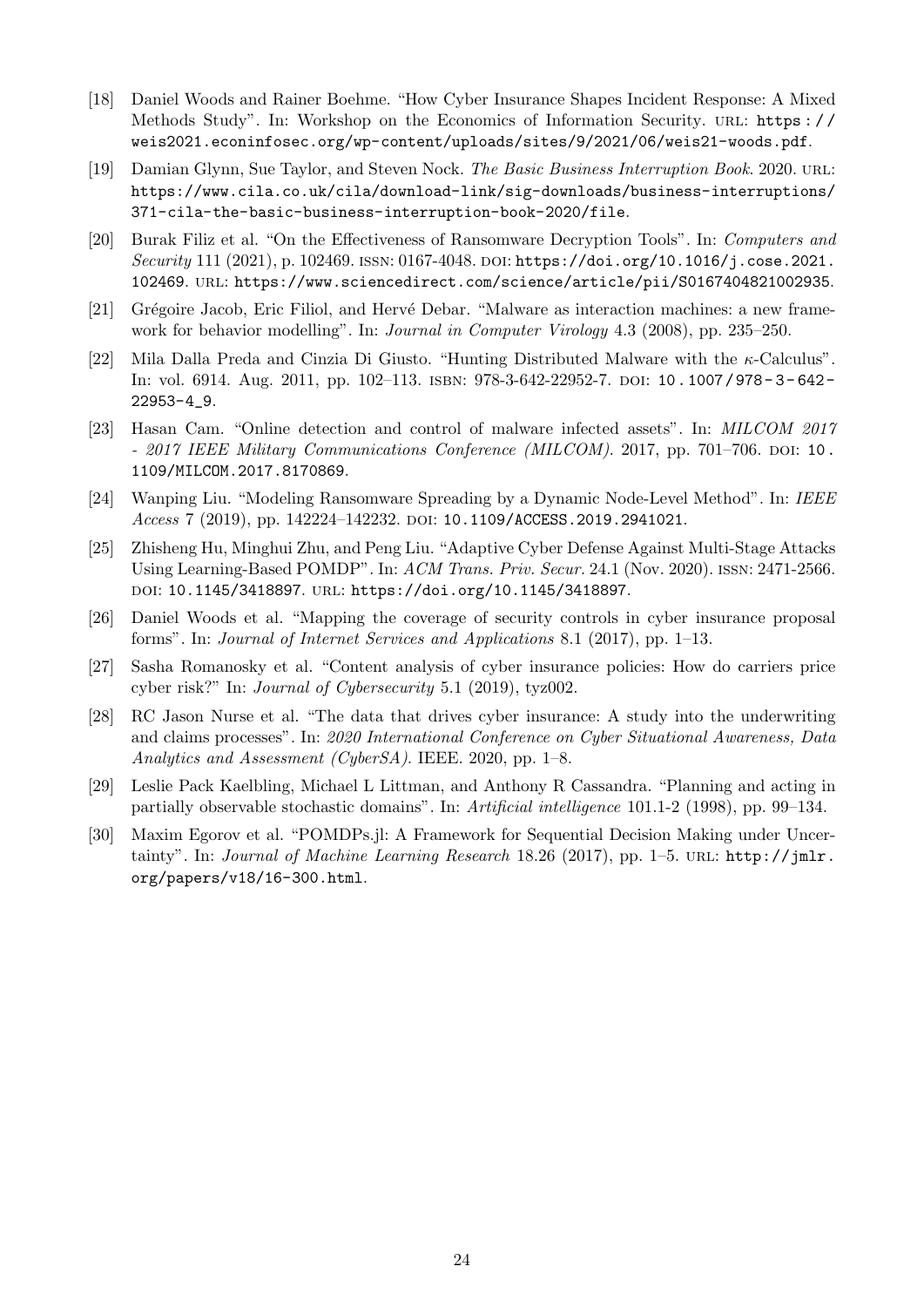[18] Daniel Woods and Rainer Boehme. "How Cyber Insurance Shapes Incident Response: A Mixed Methods Study". In: Workshop on the Economics of Information Security. URL: https://weis2021.econinfosec.org/wp-content/uploads/sites/9/2021/06/weis21-woods.pdf.

[19] Damian Glynn, Sue Taylor, and Steven Nock. *The Basic Business Interruption Book*. 2020. URL: https://www.cila.co.uk/cila/download-link/sig-downloads/business-interruptions/371-cila-the-basic-business-interruption-book-2020/file.

[20] Burak Filiz et al. "On the Effectiveness of Ransomware Decryption Tools". In: *Computers and Security* 111 (2021), p. 102469. ISSN: 0167-4048. DOI: https://doi.org/10.1016/j.cose.2021.102469. URL: https://www.sciencedirect.com/science/article/pii/S0167404821002935.

[21] Grégoire Jacob, Eric Filiol, and Hervé Debar. "Malware as interaction machines: a new framework for behavior modelling". In: *Journal in Computer Virology* 4.3 (2008), pp. 235–250.

[22] Mila Dalla Preda and Cinzia Di Giusto. "Hunting Distributed Malware with the $\kappa$-Calculus". In: vol. 6914. Aug. 2011, pp. 102–113. ISBN: 978-3-642-22952-7. DOI: 10.1007/978-3-642-22953-4_9.

[23] Hasan Cam. "Online detection and control of malware infected assets". In: *MILCOM 2017 - 2017 IEEE Military Communications Conference (MILCOM)*. 2017, pp. 701–706. DOI: 10.1109/MILCOM.2017.8170869.

[24] Wanping Liu. "Modeling Ransomware Spreading by a Dynamic Node-Level Method". In: *IEEE Access* 7 (2019), pp. 142224–142232. DOI: 10.1109/ACCESS.2019.2941021.

[25] Zhisheng Hu, Minghui Zhu, and Peng Liu. "Adaptive Cyber Defense Against Multi-Stage Attacks Using Learning-Based POMDP". In: *ACM Trans. Priv. Secur.* 24.1 (Nov. 2020). ISSN: 2471-2566. DOI: 10.1145/3418897. URL: https://doi.org/10.1145/3418897.

[26] Daniel Woods et al. "Mapping the coverage of security controls in cyber insurance proposal forms". In: *Journal of Internet Services and Applications* 8.1 (2017), pp. 1–13.

[27] Sasha Romanosky et al. "Content analysis of cyber insurance policies: How do carriers price cyber risk?" In: *Journal of Cybersecurity* 5.1 (2019), tyz002.

[28] RC Jason Nurse et al. "The data that drives cyber insurance: A study into the underwriting and claims processes". In: *2020 International Conference on Cyber Situational Awareness, Data Analytics and Assessment (CyberSA)*. IEEE. 2020, pp. 1–8.

[29] Leslie Pack Kaelbling, Michael L Littman, and Anthony R Cassandra. "Planning and acting in partially observable stochastic domains". In: *Artificial intelligence* 101.1-2 (1998), pp. 99–134.

[30] Maxim Egorov et al. "POMDPs.jl: A Framework for Sequential Decision Making under Uncertainty". In: *Journal of Machine Learning Research* 18.26 (2017), pp. 1–5. URL: http://jmlr.org/papers/v18/16-300.html.